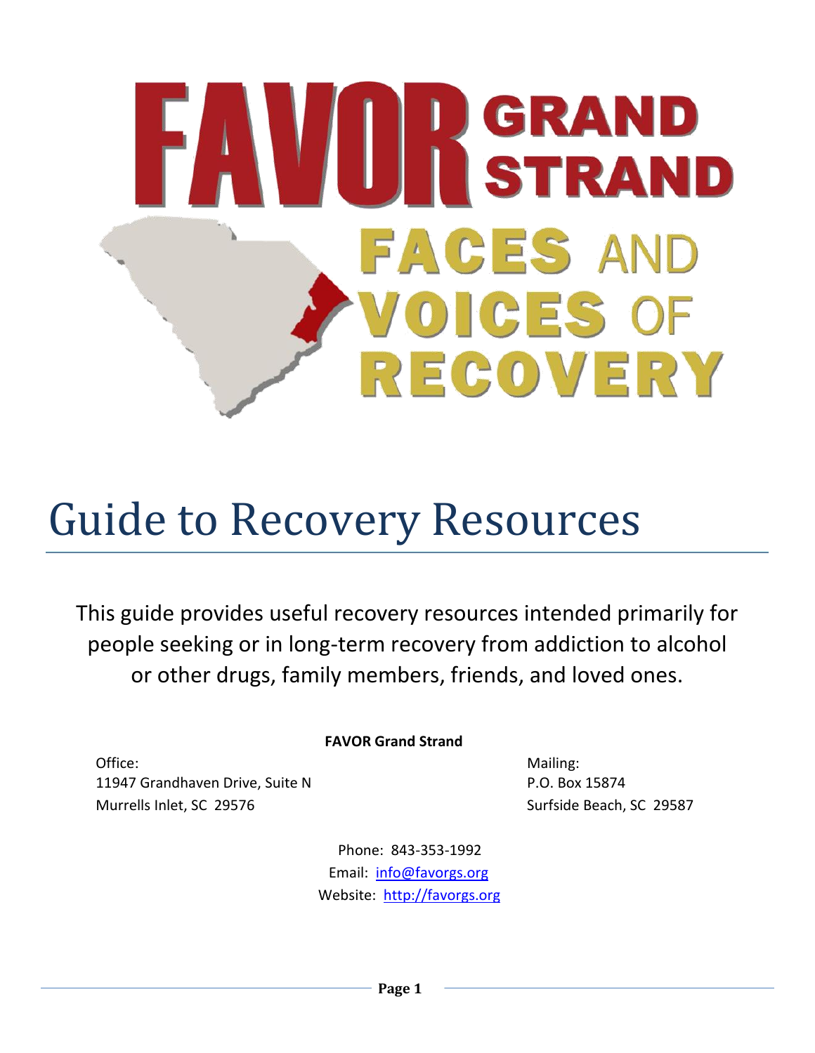# FAVOR GRAND STRAND

## FACES AND VOICES OF RECOVERY

# Guide to Recovery Resources

This guide provides useful recovery resources intended primarily for people seeking or in long-term recovery from addiction to alcohol or other drugs, family members, friends, and loved ones.

**FAVOR Grand Strand**

Office:
11947 Grandhaven Drive, Suite N
Murrells Inlet, SC 29576

Mailing:
P.O. Box 15874
Surfside Beach, SC 29587

Phone: 843-353-1992
Email: info@favorgs.org
Website: http://favorgs.org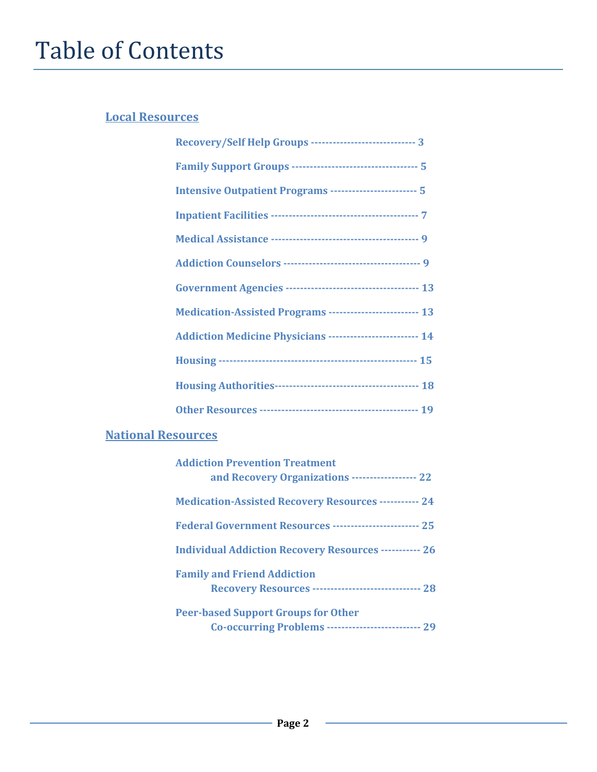# Table of Contents

## Local Resources

**Recovery/Self Help Groups ---------------------------- 3**

**Family Support Groups --------------------------------- 5**

**Intensive Outpatient Programs ----------------------- 5**

**Inpatient Facilities ---------------------------------------- 7**

**Medical Assistance --------------------------------------- 9**

**Addiction Counselors ------------------------------------ 9**

**Government Agencies ------------------------------------ 13**

**Medication-Assisted Programs ------------------------ 13**

**Addiction Medicine Physicians ------------------------ 14**

**Housing ----------------------------------------------------- 15**

**Housing Authorities--------------------------------------- 18**

**Other Resources ------------------------------------------ 19**

## National Resources

**Addiction Prevention Treatment and Recovery Organizations ----------------- 22**

**Medication-Assisted Recovery Resources ----------- 24**

**Federal Government Resources ----------------------- 25**

**Individual Addiction Recovery Resources ----------- 26**

**Family and Friend Addiction Recovery Resources ----------------------------- 28**

**Peer-based Support Groups for Other Co-occurring Problems ------------------------- 29**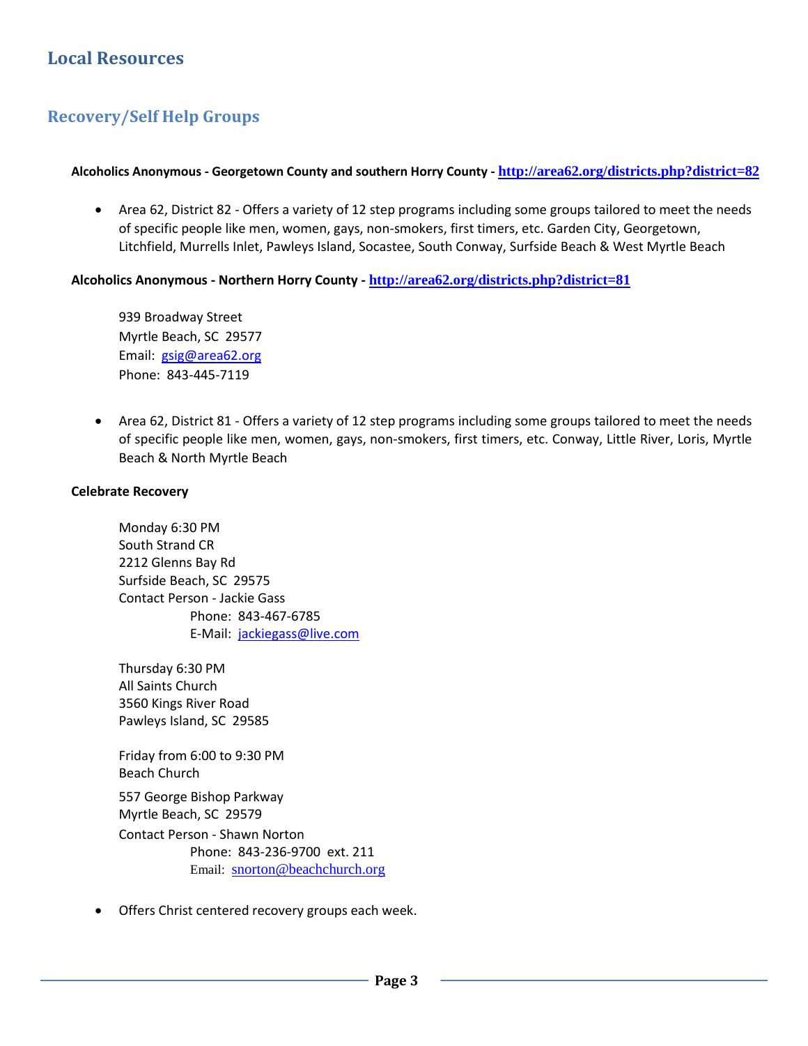# Local Resources

## Recovery/Self Help Groups

**Alcoholics Anonymous - Georgetown County and southern Horry County - [http://area62.org/districts.php?district=82](http://area62.org/districts.php?district=82)**

- Area 62, District 82 - Offers a variety of 12 step programs including some groups tailored to meet the needs of specific people like men, women, gays, non-smokers, first timers, etc. Garden City, Georgetown, Litchfield, Murrells Inlet, Pawleys Island, Socastee, South Conway, Surfside Beach & West Myrtle Beach

**Alcoholics Anonymous - Northern Horry County - [http://area62.org/districts.php?district=81](http://area62.org/districts.php?district=81)**

939 Broadway Street
Myrtle Beach, SC 29577
Email: gsig@area62.org
Phone: 843-445-7119

- Area 62, District 81 - Offers a variety of 12 step programs including some groups tailored to meet the needs of specific people like men, women, gays, non-smokers, first timers, etc. Conway, Little River, Loris, Myrtle Beach & North Myrtle Beach

**Celebrate Recovery**

Monday 6:30 PM
South Strand CR
2212 Glenns Bay Rd
Surfside Beach, SC 29575
Contact Person - Jackie Gass
Phone: 843-467-6785
E-Mail: jackiegass@live.com

Thursday 6:30 PM
All Saints Church
3560 Kings River Road
Pawleys Island, SC 29585

Friday from 6:00 to 9:30 PM
Beach Church
557 George Bishop Parkway
Myrtle Beach, SC 29579
Contact Person - Shawn Norton
Phone: 843-236-9700 ext. 211
Email: snorton@beachchurch.org

- Offers Christ centered recovery groups each week.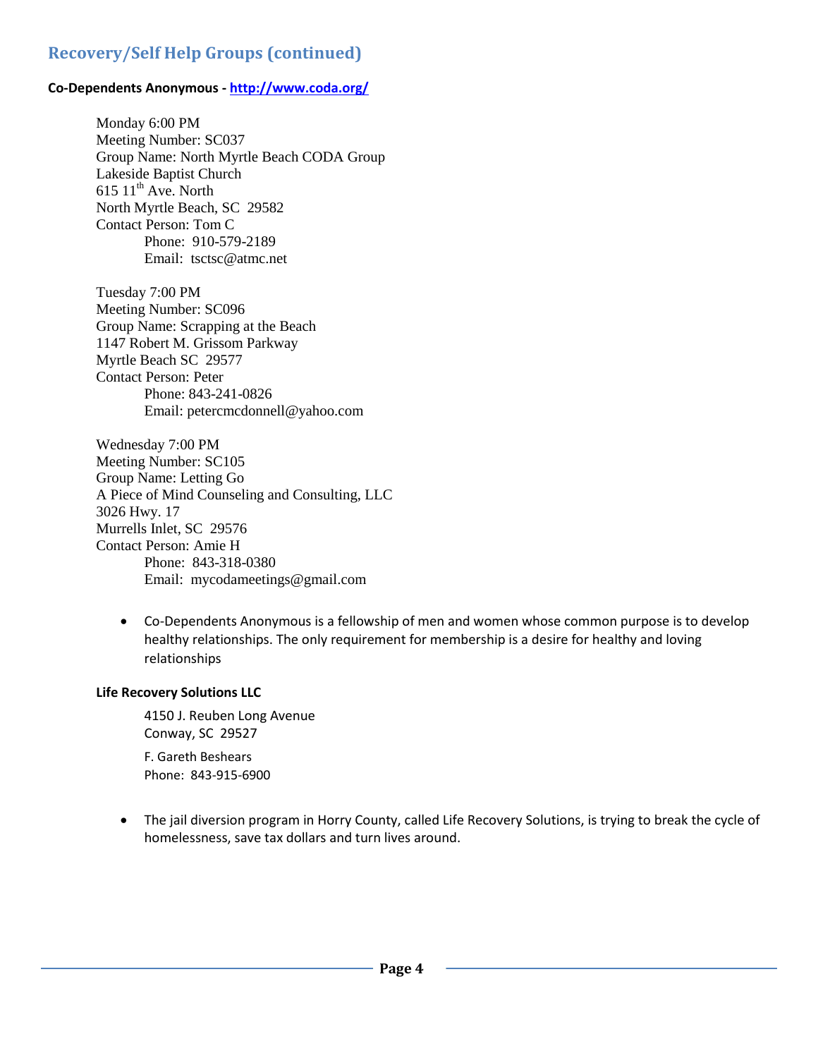## Recovery/Self Help Groups (continued)

**Co-Dependents Anonymous - http://www.coda.org/**

Monday 6:00 PM
Meeting Number: SC037
Group Name: North Myrtle Beach CODA Group
Lakeside Baptist Church
615 11th Ave. North
North Myrtle Beach, SC 29582
Contact Person: Tom C
Phone: 910-579-2189
Email: tsctsc@atmc.net

Tuesday 7:00 PM
Meeting Number: SC096
Group Name: Scrapping at the Beach
1147 Robert M. Grissom Parkway
Myrtle Beach SC 29577
Contact Person: Peter
Phone: 843-241-0826
Email: petercmcdonnell@yahoo.com

Wednesday 7:00 PM
Meeting Number: SC105
Group Name: Letting Go
A Piece of Mind Counseling and Consulting, LLC
3026 Hwy. 17
Murrells Inlet, SC 29576
Contact Person: Amie H
Phone: 843-318-0380
Email: mycodameetings@gmail.com

- Co-Dependents Anonymous is a fellowship of men and women whose common purpose is to develop healthy relationships. The only requirement for membership is a desire for healthy and loving relationships

**Life Recovery Solutions LLC**

4150 J. Reuben Long Avenue
Conway, SC 29527

F. Gareth Beshears
Phone: 843-915-6900

- The jail diversion program in Horry County, called Life Recovery Solutions, is trying to break the cycle of homelessness, save tax dollars and turn lives around.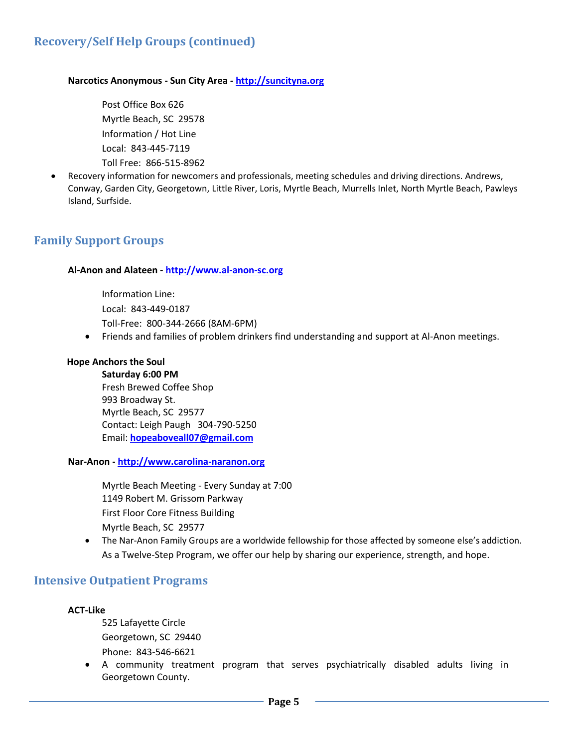## Recovery/Self Help Groups (continued)

**Narcotics Anonymous - Sun City Area - http://suncityna.org**

Post Office Box 626
Myrtle Beach, SC 29578
Information / Hot Line
Local: 843-445-7119
Toll Free: 866-515-8962

- Recovery information for newcomers and professionals, meeting schedules and driving directions. Andrews, Conway, Garden City, Georgetown, Little River, Loris, Myrtle Beach, Murrells Inlet, North Myrtle Beach, Pawleys Island, Surfside.

## Family Support Groups

**Al-Anon and Alateen - http://www.al-anon-sc.org**

Information Line:
Local: 843-449-0187
Toll-Free: 800-344-2666 (8AM-6PM)

- Friends and families of problem drinkers find understanding and support at Al-Anon meetings.

**Hope Anchors the Soul**

**Saturday 6:00 PM**
Fresh Brewed Coffee Shop
993 Broadway St.
Myrtle Beach, SC 29577
Contact: Leigh Paugh 304-790-5250
Email: **hopeaboveall07@gmail.com**

**Nar-Anon - http://www.carolina-naranon.org**

Myrtle Beach Meeting - Every Sunday at 7:00
1149 Robert M. Grissom Parkway
First Floor Core Fitness Building
Myrtle Beach, SC 29577

- The Nar-Anon Family Groups are a worldwide fellowship for those affected by someone else's addiction. As a Twelve-Step Program, we offer our help by sharing our experience, strength, and hope.

## Intensive Outpatient Programs

**ACT-Like**

525 Lafayette Circle
Georgetown, SC 29440
Phone: 843-546-6621

- A community treatment program that serves psychiatrically disabled adults living in Georgetown County.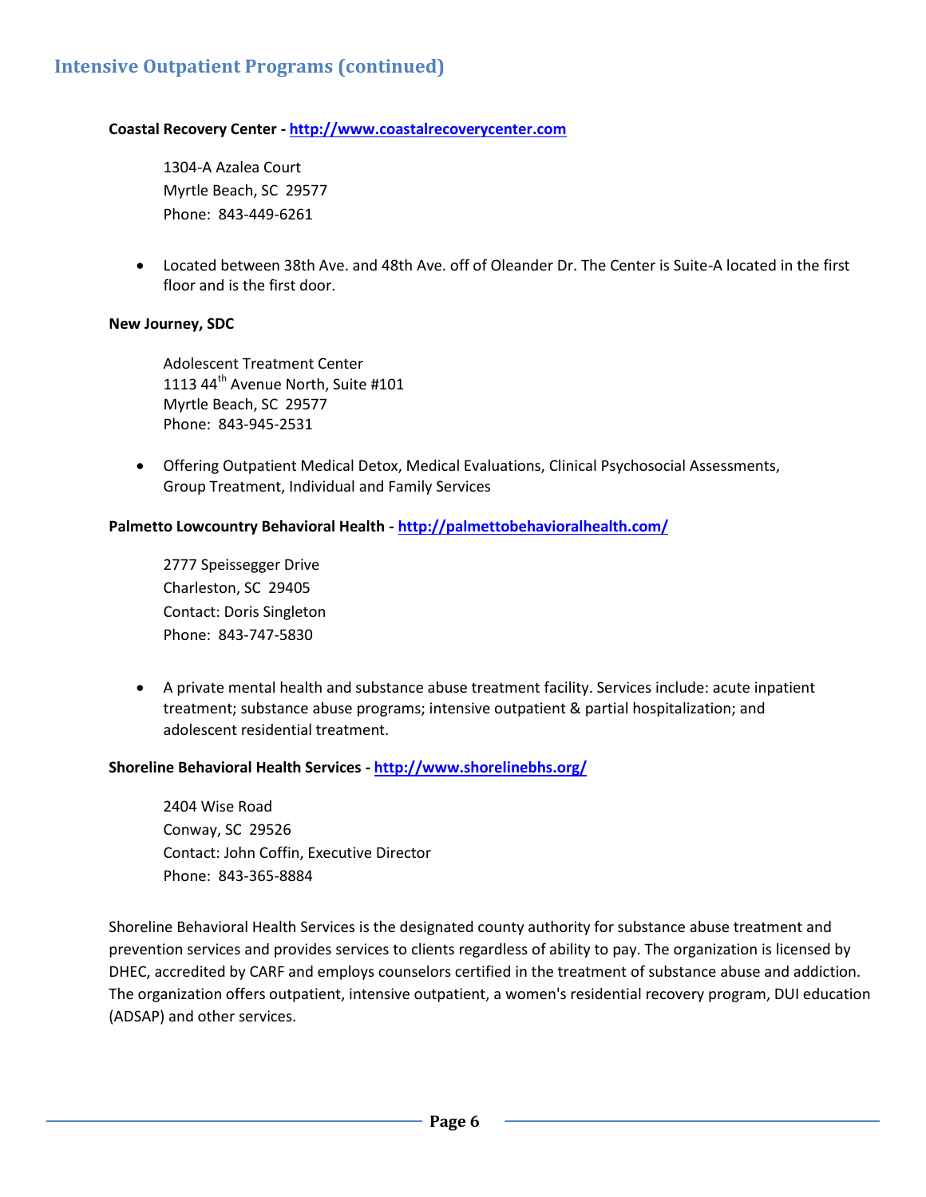## Intensive Outpatient Programs (continued)

**Coastal Recovery Center - [http://www.coastalrecoverycenter.com](http://www.coastalrecoverycenter.com)**

1304-A Azalea Court
Myrtle Beach, SC 29577
Phone: 843-449-6261

- Located between 38th Ave. and 48th Ave. off of Oleander Dr. The Center is Suite-A located in the first floor and is the first door.

**New Journey, SDC**

Adolescent Treatment Center
1113 44th Avenue North, Suite #101
Myrtle Beach, SC 29577
Phone: 843-945-2531

- Offering Outpatient Medical Detox, Medical Evaluations, Clinical Psychosocial Assessments, Group Treatment, Individual and Family Services

**Palmetto Lowcountry Behavioral Health - [http://palmettobehavioralhealth.com/](http://palmettobehavioralhealth.com/)**

2777 Speissegger Drive
Charleston, SC 29405
Contact: Doris Singleton
Phone: 843-747-5830

- A private mental health and substance abuse treatment facility. Services include: acute inpatient treatment; substance abuse programs; intensive outpatient & partial hospitalization; and adolescent residential treatment.

**Shoreline Behavioral Health Services - [http://www.shorelinebhs.org/](http://www.shorelinebhs.org/)**

2404 Wise Road
Conway, SC 29526
Contact: John Coffin, Executive Director
Phone: 843-365-8884

Shoreline Behavioral Health Services is the designated county authority for substance abuse treatment and prevention services and provides services to clients regardless of ability to pay. The organization is licensed by DHEC, accredited by CARF and employs counselors certified in the treatment of substance abuse and addiction. The organization offers outpatient, intensive outpatient, a women's residential recovery program, DUI education (ADSAP) and other services.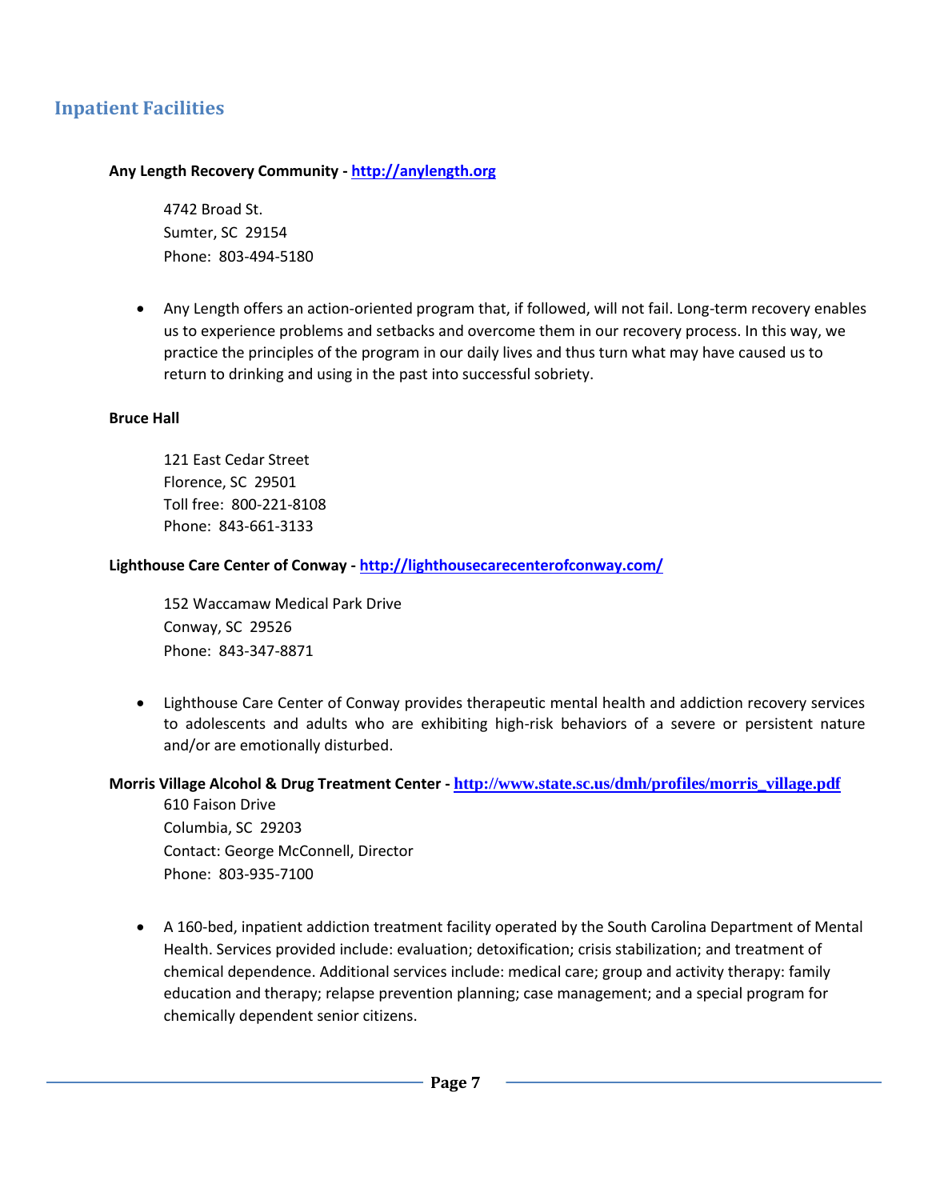## Inpatient Facilities

**Any Length Recovery Community - [http://anylength.org](http://anylength.org)**

4742 Broad St.
Sumter, SC 29154
Phone: 803-494-5180

- Any Length offers an action-oriented program that, if followed, will not fail. Long-term recovery enables us to experience problems and setbacks and overcome them in our recovery process. In this way, we practice the principles of the program in our daily lives and thus turn what may have caused us to return to drinking and using in the past into successful sobriety.

**Bruce Hall**

121 East Cedar Street
Florence, SC 29501
Toll free: 800-221-8108
Phone: 843-661-3133

**Lighthouse Care Center of Conway - [http://lighthousecarecenterofconway.com/](http://lighthousecarecenterofconway.com/)**

152 Waccamaw Medical Park Drive
Conway, SC 29526
Phone: 843-347-8871

- Lighthouse Care Center of Conway provides therapeutic mental health and addiction recovery services to adolescents and adults who are exhibiting high-risk behaviors of a severe or persistent nature and/or are emotionally disturbed.

**Morris Village Alcohol & Drug Treatment Center - [http://www.state.sc.us/dmh/profiles/morris_village.pdf](http://www.state.sc.us/dmh/profiles/morris_village.pdf)**

610 Faison Drive
Columbia, SC 29203
Contact: George McConnell, Director
Phone: 803-935-7100

- A 160-bed, inpatient addiction treatment facility operated by the South Carolina Department of Mental Health. Services provided include: evaluation; detoxification; crisis stabilization; and treatment of chemical dependence. Additional services include: medical care; group and activity therapy: family education and therapy; relapse prevention planning; case management; and a special program for chemically dependent senior citizens.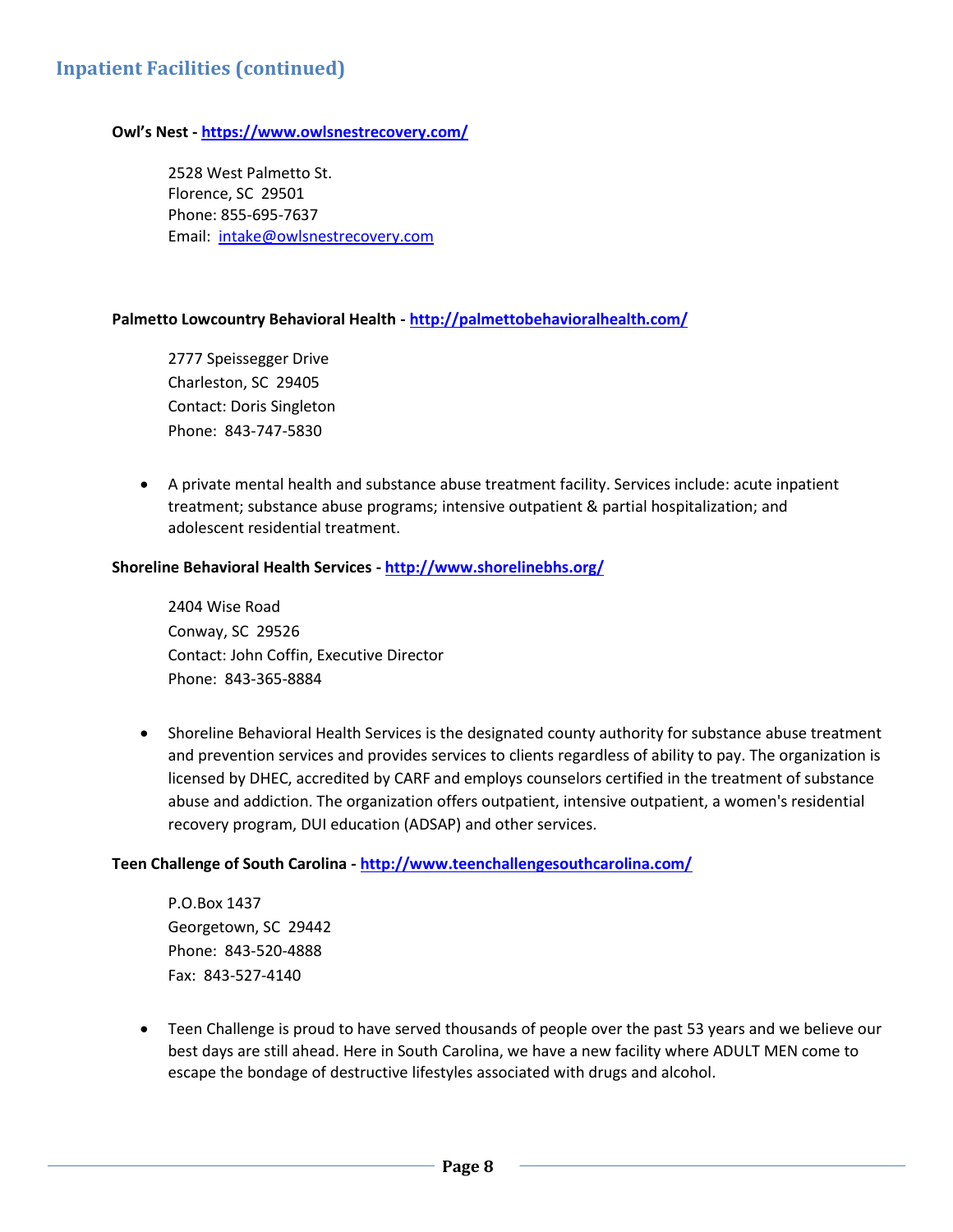## Inpatient Facilities (continued)

**Owl's Nest - [https://www.owlsnestrecovery.com/](https://www.owlsnestrecovery.com/)**

2528 West Palmetto St.
Florence, SC 29501
Phone: 855-695-7637
Email: [intake@owlsnestrecovery.com](mailto:intake@owlsnestrecovery.com)

**Palmetto Lowcountry Behavioral Health - [http://palmettobehavioralhealth.com/](http://palmettobehavioralhealth.com/)**

2777 Speissegger Drive
Charleston, SC 29405
Contact: Doris Singleton
Phone: 843-747-5830

- A private mental health and substance abuse treatment facility. Services include: acute inpatient treatment; substance abuse programs; intensive outpatient & partial hospitalization; and adolescent residential treatment.

**Shoreline Behavioral Health Services - [http://www.shorelinebhs.org/](http://www.shorelinebhs.org/)**

2404 Wise Road
Conway, SC 29526
Contact: John Coffin, Executive Director
Phone: 843-365-8884

- Shoreline Behavioral Health Services is the designated county authority for substance abuse treatment and prevention services and provides services to clients regardless of ability to pay. The organization is licensed by DHEC, accredited by CARF and employs counselors certified in the treatment of substance abuse and addiction. The organization offers outpatient, intensive outpatient, a women's residential recovery program, DUI education (ADSAP) and other services.

**Teen Challenge of South Carolina - [http://www.teenchallengesouthcarolina.com/](http://www.teenchallengesouthcarolina.com/)**

P.O.Box 1437
Georgetown, SC 29442
Phone: 843-520-4888
Fax: 843-527-4140

- Teen Challenge is proud to have served thousands of people over the past 53 years and we believe our best days are still ahead. Here in South Carolina, we have a new facility where ADULT MEN come to escape the bondage of destructive lifestyles associated with drugs and alcohol.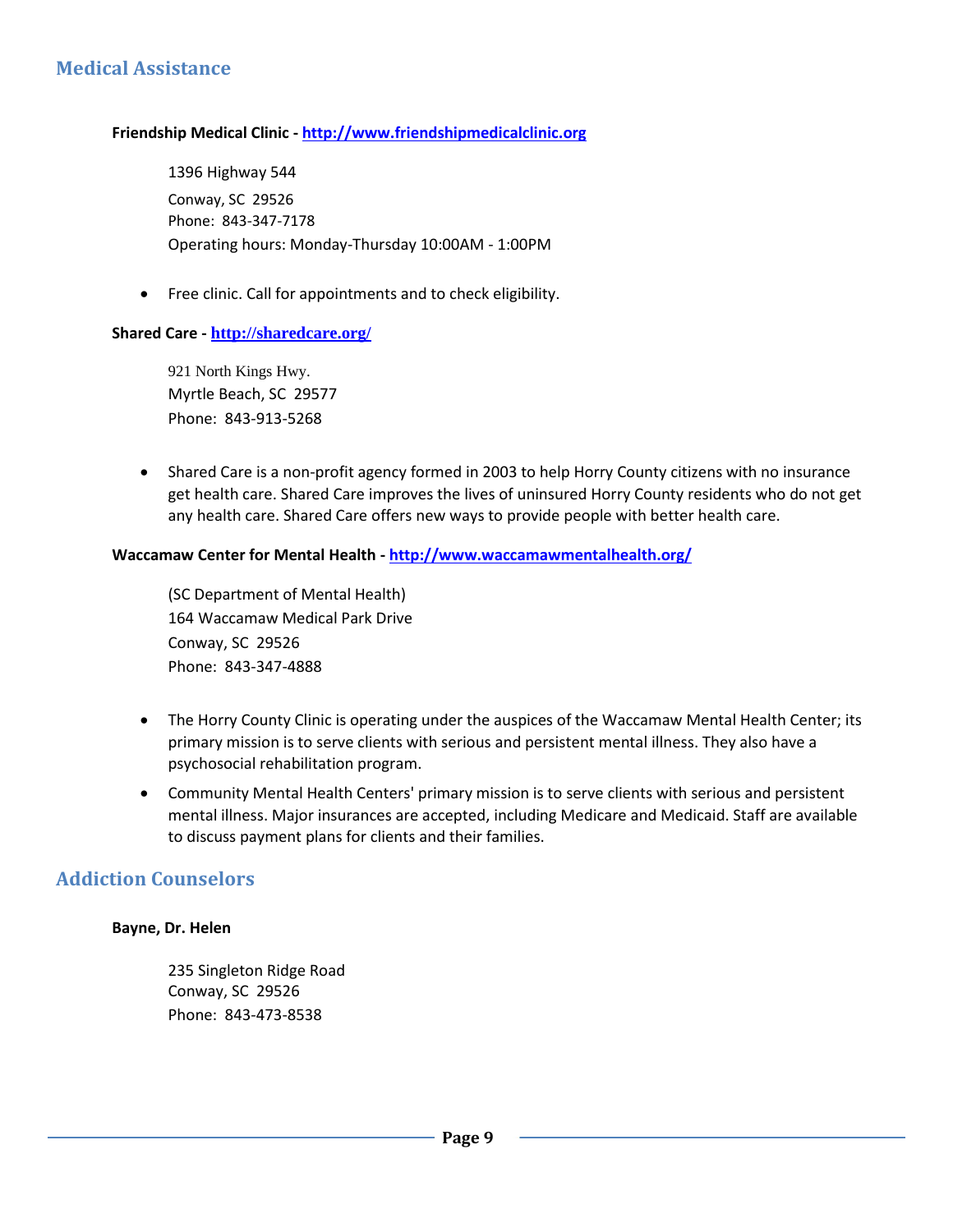## Medical Assistance

**Friendship Medical Clinic - http://www.friendshipmedicalclinic.org**

1396 Highway 544
Conway, SC 29526
Phone: 843-347-7178
Operating hours: Monday-Thursday 10:00AM - 1:00PM

- Free clinic. Call for appointments and to check eligibility.

**Shared Care - http://sharedcare.org/**

921 North Kings Hwy.
Myrtle Beach, SC 29577
Phone: 843-913-5268

- Shared Care is a non-profit agency formed in 2003 to help Horry County citizens with no insurance get health care. Shared Care improves the lives of uninsured Horry County residents who do not get any health care. Shared Care offers new ways to provide people with better health care.

**Waccamaw Center for Mental Health - http://www.waccamawmentalhealth.org/**

(SC Department of Mental Health)
164 Waccamaw Medical Park Drive
Conway, SC 29526
Phone: 843-347-4888

- The Horry County Clinic is operating under the auspices of the Waccamaw Mental Health Center; its primary mission is to serve clients with serious and persistent mental illness. They also have a psychosocial rehabilitation program.
- Community Mental Health Centers' primary mission is to serve clients with serious and persistent mental illness. Major insurances are accepted, including Medicare and Medicaid. Staff are available to discuss payment plans for clients and their families.

## Addiction Counselors

**Bayne, Dr. Helen**

235 Singleton Ridge Road
Conway, SC 29526
Phone: 843-473-8538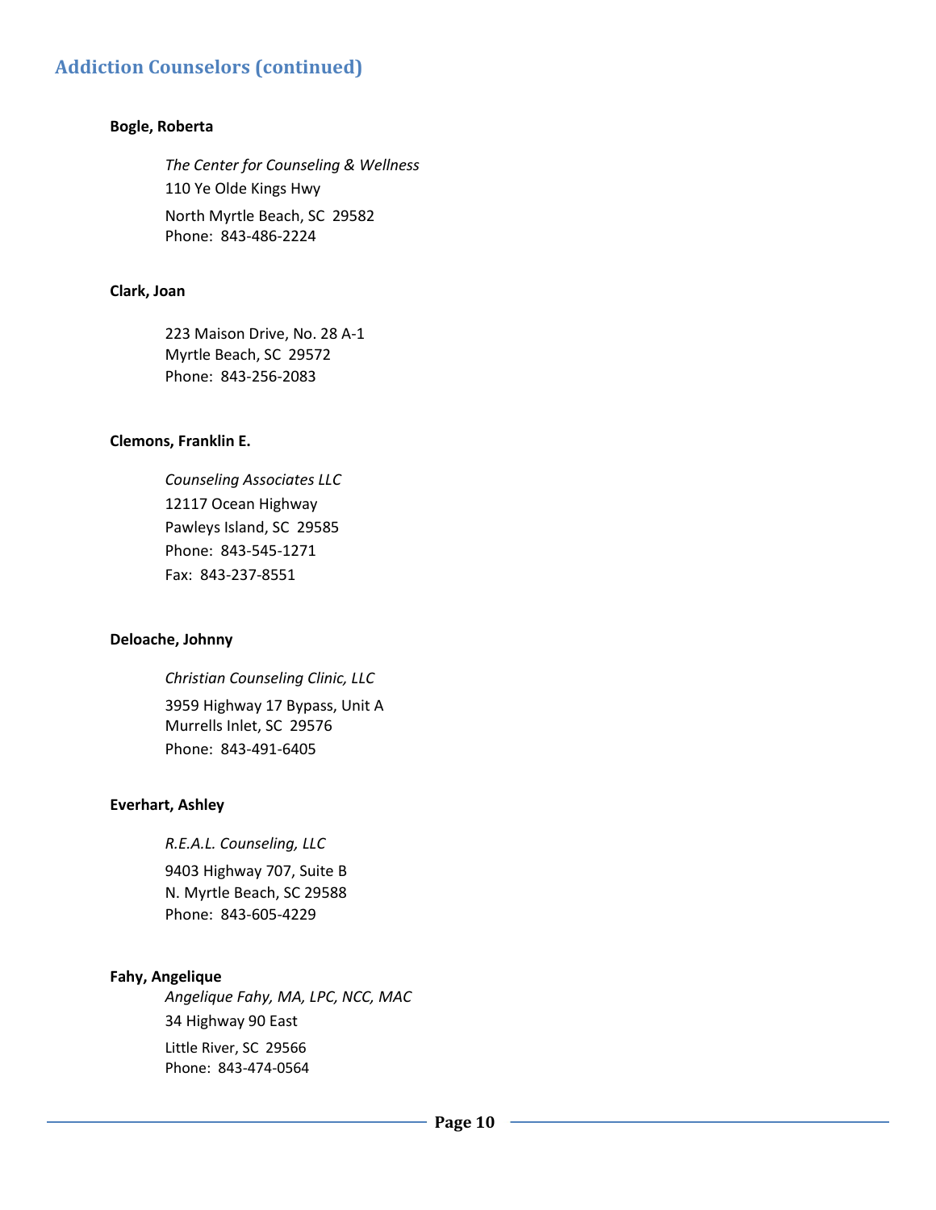## Addiction Counselors (continued)

**Bogle, Roberta**

*The Center for Counseling & Wellness*
110 Ye Olde Kings Hwy
North Myrtle Beach, SC 29582
Phone: 843-486-2224

**Clark, Joan**

223 Maison Drive, No. 28 A-1
Myrtle Beach, SC 29572
Phone: 843-256-2083

**Clemons, Franklin E.**

*Counseling Associates LLC*
12117 Ocean Highway
Pawleys Island, SC 29585
Phone: 843-545-1271
Fax: 843-237-8551

**Deloache, Johnny**

*Christian Counseling Clinic, LLC*
3959 Highway 17 Bypass, Unit A
Murrells Inlet, SC 29576
Phone: 843-491-6405

**Everhart, Ashley**

*R.E.A.L. Counseling, LLC*
9403 Highway 707, Suite B
N. Myrtle Beach, SC 29588
Phone: 843-605-4229

**Fahy, Angelique**

*Angelique Fahy, MA, LPC, NCC, MAC*
34 Highway 90 East
Little River, SC 29566
Phone: 843-474-0564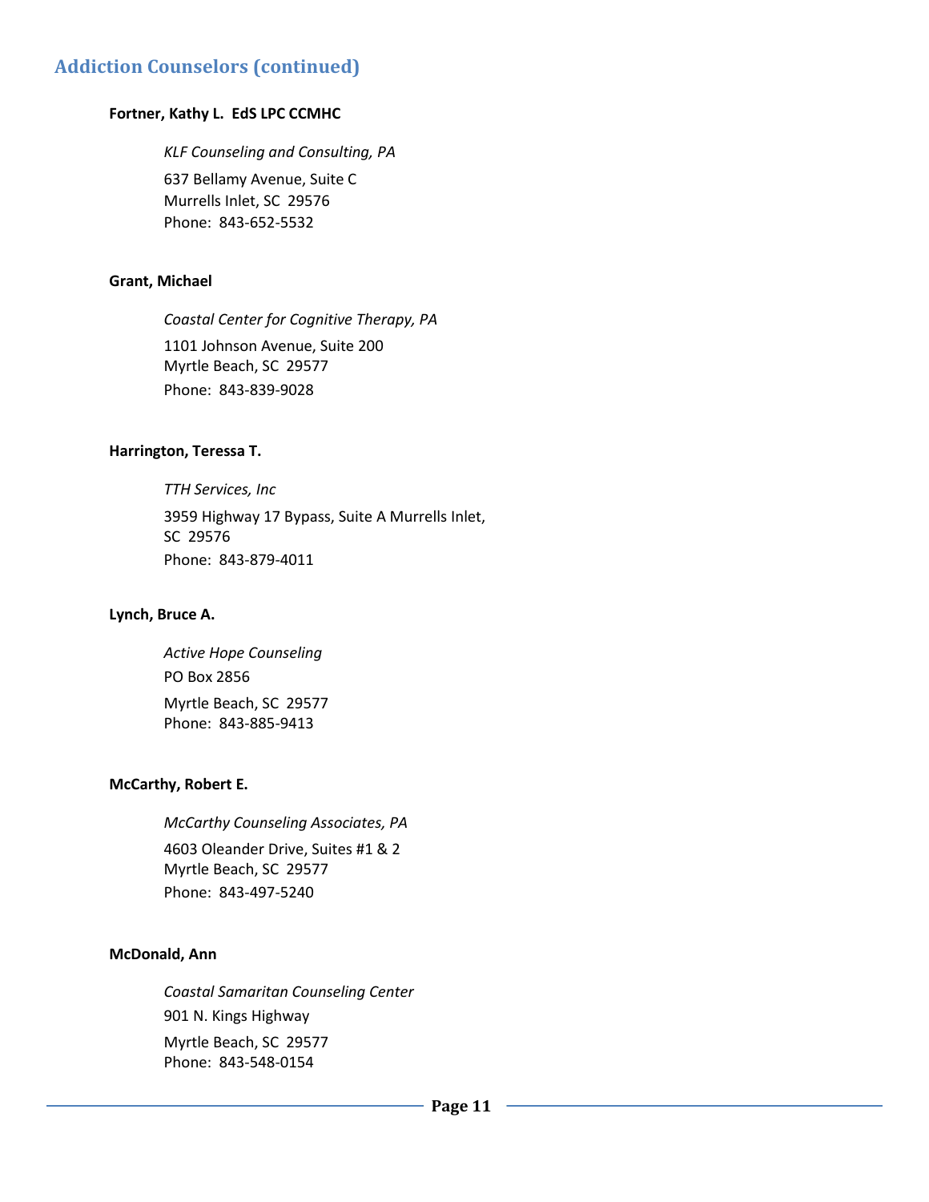## Addiction Counselors (continued)

**Fortner, Kathy L. EdS LPC CCMHC**

*KLF Counseling and Consulting, PA*

637 Bellamy Avenue, Suite C
Murrells Inlet, SC 29576
Phone: 843-652-5532

**Grant, Michael**

*Coastal Center for Cognitive Therapy, PA*

1101 Johnson Avenue, Suite 200
Myrtle Beach, SC 29577
Phone: 843-839-9028

**Harrington, Teressa T.**

*TTH Services, Inc*

3959 Highway 17 Bypass, Suite A Murrells Inlet, SC 29576
Phone: 843-879-4011

**Lynch, Bruce A.**

*Active Hope Counseling*

PO Box 2856

Myrtle Beach, SC 29577
Phone: 843-885-9413

**McCarthy, Robert E.**

*McCarthy Counseling Associates, PA*

4603 Oleander Drive, Suites #1 & 2
Myrtle Beach, SC 29577
Phone: 843-497-5240

**McDonald, Ann**

*Coastal Samaritan Counseling Center*

901 N. Kings Highway

Myrtle Beach, SC 29577
Phone: 843-548-0154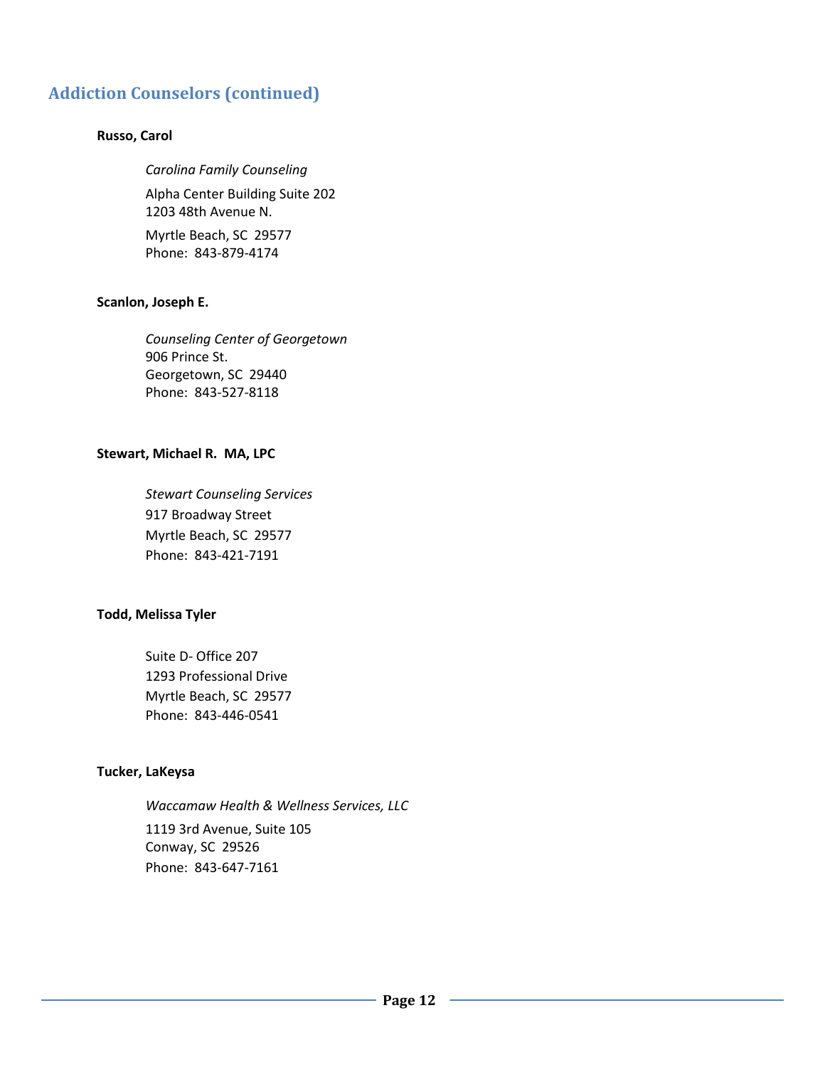## Addiction Counselors (continued)

**Russo, Carol**

*Carolina Family Counseling*
Alpha Center Building Suite 202
1203 48th Avenue N.
Myrtle Beach, SC 29577
Phone: 843-879-4174

**Scanlon, Joseph E.**

*Counseling Center of Georgetown*
906 Prince St.
Georgetown, SC 29440
Phone: 843-527-8118

**Stewart, Michael R. MA, LPC**

*Stewart Counseling Services*
917 Broadway Street
Myrtle Beach, SC 29577
Phone: 843-421-7191

**Todd, Melissa Tyler**

Suite D- Office 207
1293 Professional Drive
Myrtle Beach, SC 29577
Phone: 843-446-0541

**Tucker, LaKeysa**

*Waccamaw Health & Wellness Services, LLC*
1119 3rd Avenue, Suite 105
Conway, SC 29526
Phone: 843-647-7161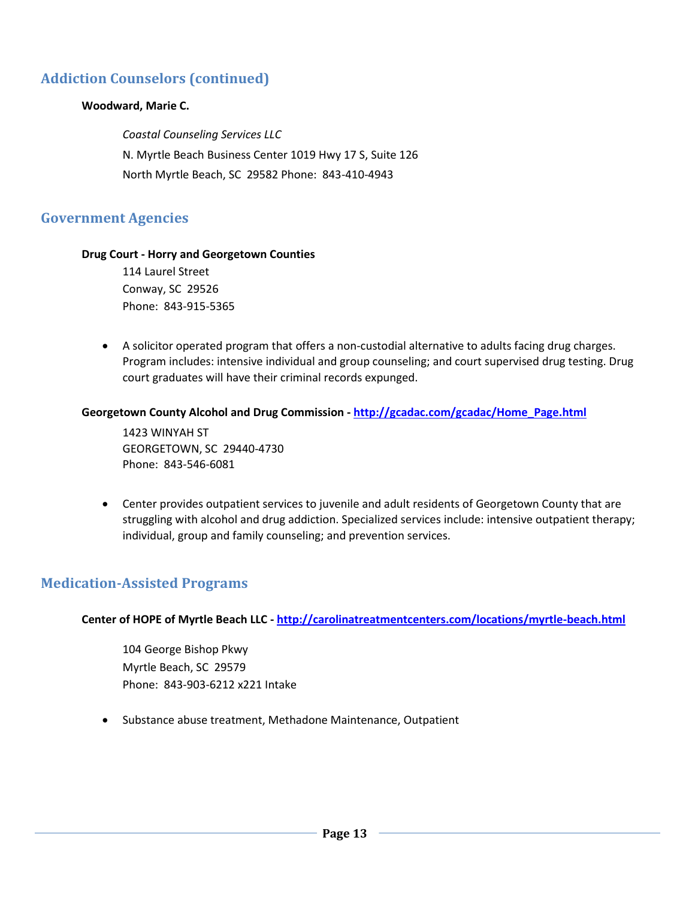## Addiction Counselors (continued)

**Woodward, Marie C.**

*Coastal Counseling Services LLC*

N. Myrtle Beach Business Center 1019 Hwy 17 S, Suite 126

North Myrtle Beach, SC 29582 Phone: 843-410-4943

## Government Agencies

**Drug Court - Horry and Georgetown Counties**

114 Laurel Street
Conway, SC 29526
Phone: 843-915-5365

- A solicitor operated program that offers a non-custodial alternative to adults facing drug charges. Program includes: intensive individual and group counseling; and court supervised drug testing. Drug court graduates will have their criminal records expunged.

**Georgetown County Alcohol and Drug Commission - [http://gcadac.com/gcadac/Home_Page.html](http://gcadac.com/gcadac/Home_Page.html)**

1423 WINYAH ST
GEORGETOWN, SC 29440-4730
Phone: 843-546-6081

- Center provides outpatient services to juvenile and adult residents of Georgetown County that are struggling with alcohol and drug addiction. Specialized services include: intensive outpatient therapy; individual, group and family counseling; and prevention services.

## Medication-Assisted Programs

**Center of HOPE of Myrtle Beach LLC - [http://carolinatreatmentcenters.com/locations/myrtle-beach.html](http://carolinatreatmentcenters.com/locations/myrtle-beach.html)**

104 George Bishop Pkwy
Myrtle Beach, SC 29579
Phone: 843-903-6212 x221 Intake

- Substance abuse treatment, Methadone Maintenance, Outpatient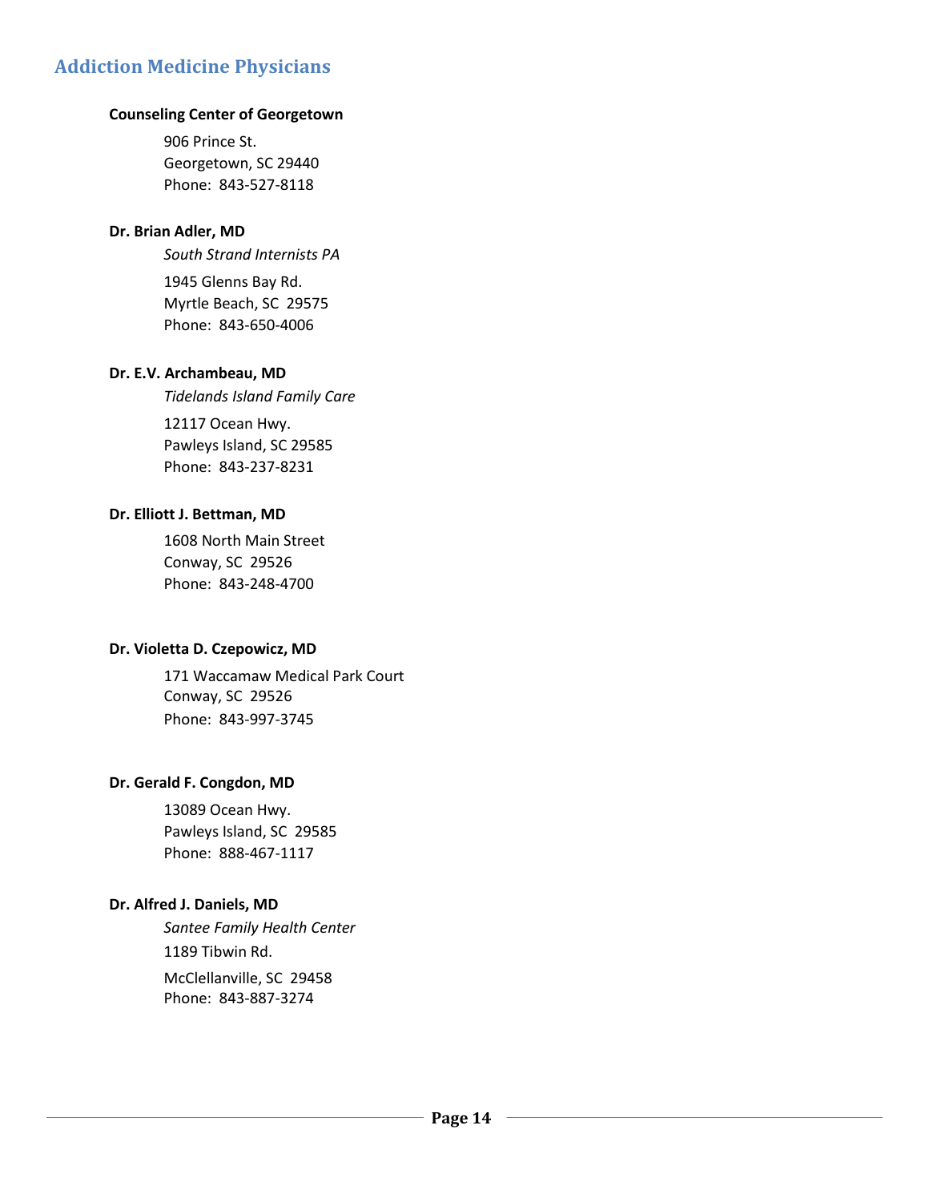## Addiction Medicine Physicians

**Counseling Center of Georgetown**

906 Prince St.
Georgetown, SC 29440
Phone: 843-527-8118

**Dr. Brian Adler, MD**

*South Strand Internists PA*

1945 Glenns Bay Rd.
Myrtle Beach, SC 29575
Phone: 843-650-4006

**Dr. E.V. Archambeau, MD**

*Tidelands Island Family Care*

12117 Ocean Hwy.
Pawleys Island, SC 29585
Phone: 843-237-8231

**Dr. Elliott J. Bettman, MD**

1608 North Main Street
Conway, SC 29526
Phone: 843-248-4700

**Dr. Violetta D. Czepowicz, MD**

171 Waccamaw Medical Park Court
Conway, SC 29526
Phone: 843-997-3745

**Dr. Gerald F. Congdon, MD**

13089 Ocean Hwy.
Pawleys Island, SC 29585
Phone: 888-467-1117

**Dr. Alfred J. Daniels, MD**

*Santee Family Health Center*

1189 Tibwin Rd.
McClellanville, SC 29458
Phone: 843-887-3274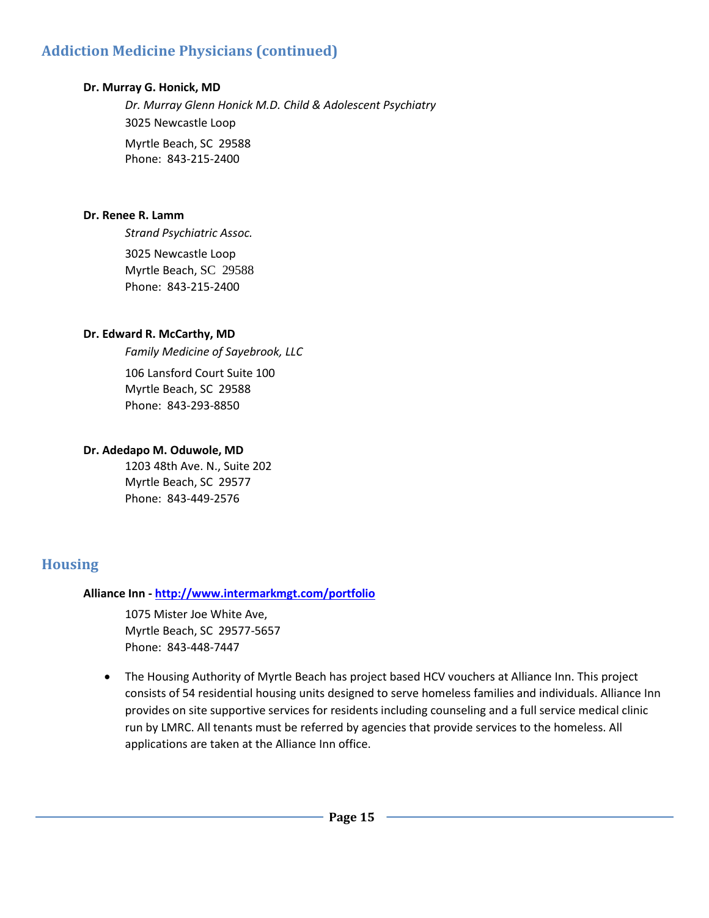## Addiction Medicine Physicians (continued)

**Dr. Murray G. Honick, MD**

*Dr. Murray Glenn Honick M.D. Child & Adolescent Psychiatry*
3025 Newcastle Loop
Myrtle Beach, SC 29588
Phone: 843-215-2400

**Dr. Renee R. Lamm**

*Strand Psychiatric Assoc.*
3025 Newcastle Loop
Myrtle Beach, SC 29588
Phone: 843-215-2400

**Dr. Edward R. McCarthy, MD**

*Family Medicine of Sayebrook, LLC*
106 Lansford Court Suite 100
Myrtle Beach, SC 29588
Phone: 843-293-8850

**Dr. Adedapo M. Oduwole, MD**

1203 48th Ave. N., Suite 202
Myrtle Beach, SC 29577
Phone: 843-449-2576

## Housing

**Alliance Inn - [http://www.intermarkmgt.com/portfolio](http://www.intermarkmgt.com/portfolio)**

1075 Mister Joe White Ave,
Myrtle Beach, SC 29577-5657
Phone: 843-448-7447

- The Housing Authority of Myrtle Beach has project based HCV vouchers at Alliance Inn. This project consists of 54 residential housing units designed to serve homeless families and individuals. Alliance Inn provides on site supportive services for residents including counseling and a full service medical clinic run by LMRC. All tenants must be referred by agencies that provide services to the homeless. All applications are taken at the Alliance Inn office.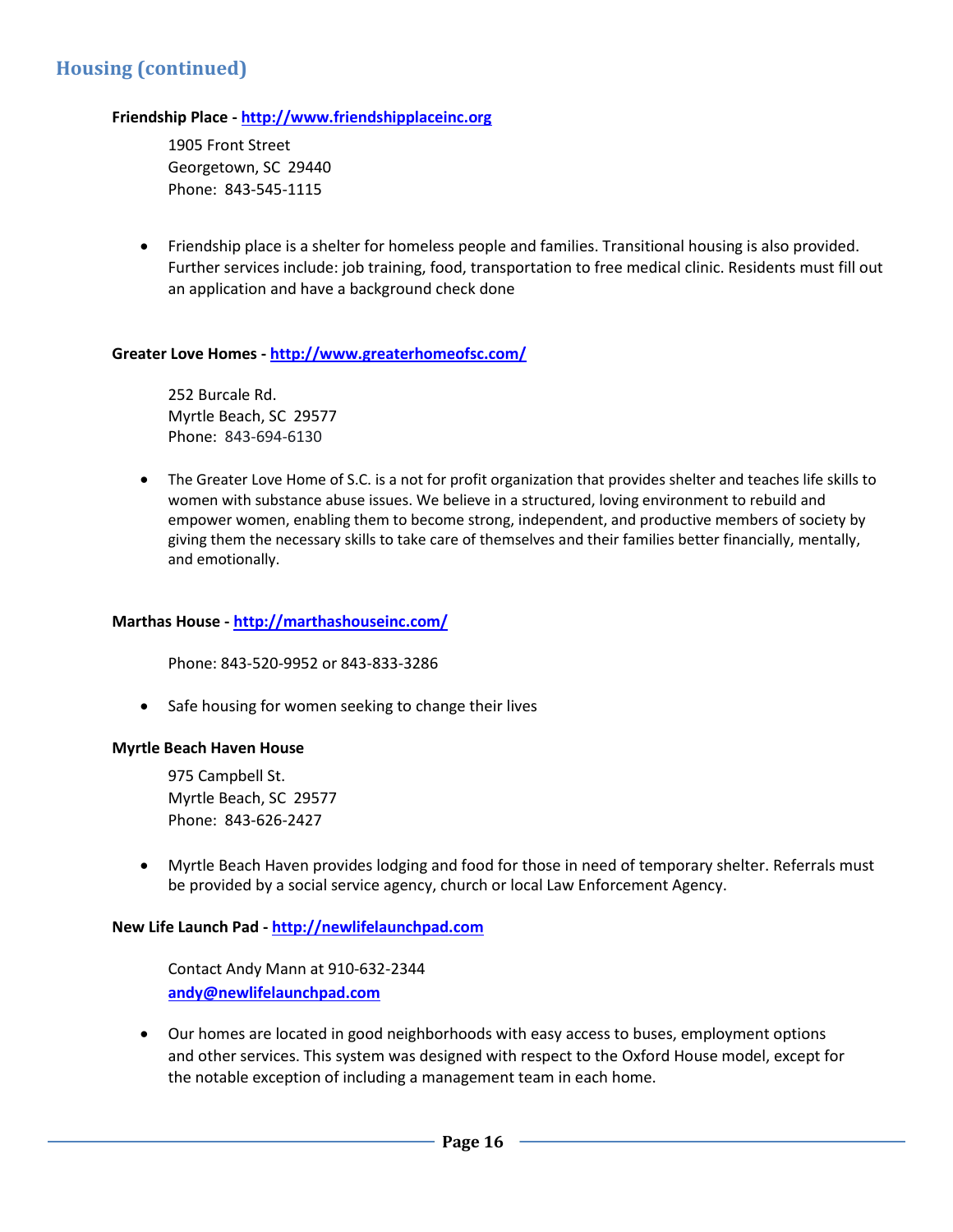## Housing (continued)

**Friendship Place - [http://www.friendshipplaceinc.org](http://www.friendshipplaceinc.org)**

1905 Front Street
Georgetown, SC 29440
Phone: 843-545-1115

- Friendship place is a shelter for homeless people and families. Transitional housing is also provided. Further services include: job training, food, transportation to free medical clinic. Residents must fill out an application and have a background check done

**Greater Love Homes - [http://www.greaterhomeofsc.com/](http://www.greaterhomeofsc.com/)**

252 Burcale Rd.
Myrtle Beach, SC 29577
Phone: 843-694-6130

- The Greater Love Home of S.C. is a not for profit organization that provides shelter and teaches life skills to women with substance abuse issues. We believe in a structured, loving environment to rebuild and empower women, enabling them to become strong, independent, and productive members of society by giving them the necessary skills to take care of themselves and their families better financially, mentally, and emotionally.

**Marthas House - [http://marthashouseinc.com/](http://marthashouseinc.com/)**

Phone: 843-520-9952 or 843-833-3286

- Safe housing for women seeking to change their lives

**Myrtle Beach Haven House**

975 Campbell St.
Myrtle Beach, SC 29577
Phone: 843-626-2427

- Myrtle Beach Haven provides lodging and food for those in need of temporary shelter. Referrals must be provided by a social service agency, church or local Law Enforcement Agency.

**New Life Launch Pad - [http://newlifelaunchpad.com](http://newlifelaunchpad.com)**

Contact Andy Mann at 910-632-2344
[andy@newlifelaunchpad.com](mailto:andy@newlifelaunchpad.com)

- Our homes are located in good neighborhoods with easy access to buses, employment options and other services. This system was designed with respect to the Oxford House model, except for the notable exception of including a management team in each home.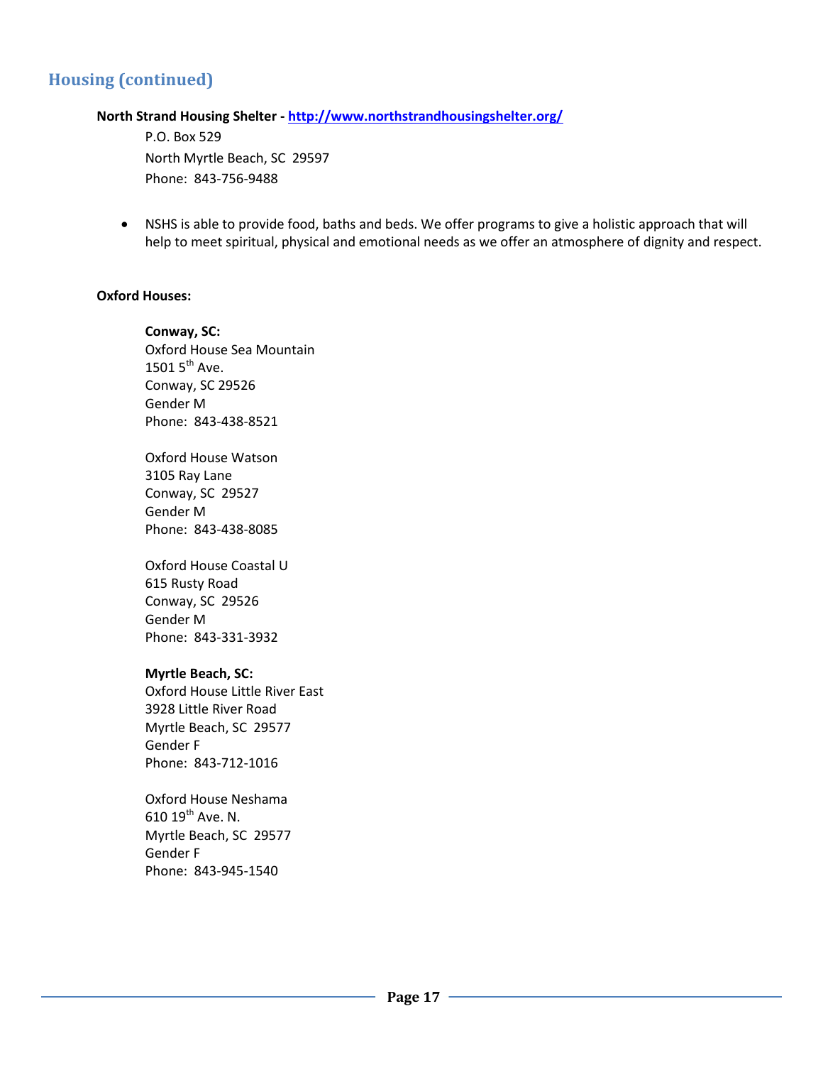## Housing (continued)

**North Strand Housing Shelter - [http://www.northstrandhousingshelter.org/](http://www.northstrandhousingshelter.org/)**

P.O. Box 529
North Myrtle Beach, SC 29597
Phone: 843-756-9488

- NSHS is able to provide food, baths and beds. We offer programs to give a holistic approach that will help to meet spiritual, physical and emotional needs as we offer an atmosphere of dignity and respect.

**Oxford Houses:**

**Conway, SC:**

Oxford House Sea Mountain
1501 5th Ave.
Conway, SC 29526
Gender M
Phone: 843-438-8521

Oxford House Watson
3105 Ray Lane
Conway, SC 29527
Gender M
Phone: 843-438-8085

Oxford House Coastal U
615 Rusty Road
Conway, SC 29526
Gender M
Phone: 843-331-3932

**Myrtle Beach, SC:**

Oxford House Little River East
3928 Little River Road
Myrtle Beach, SC 29577
Gender F
Phone: 843-712-1016

Oxford House Neshama
610 19th Ave. N.
Myrtle Beach, SC 29577
Gender F
Phone: 843-945-1540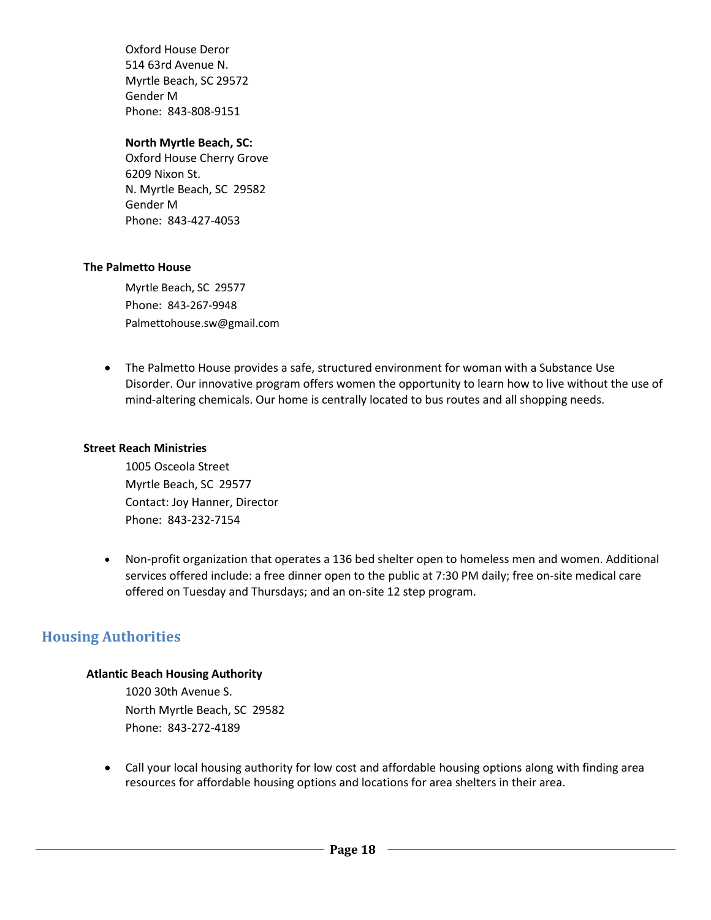Oxford House Deror
514 63rd Avenue N.
Myrtle Beach, SC 29572
Gender M
Phone: 843-808-9151

**North Myrtle Beach, SC:**
Oxford House Cherry Grove
6209 Nixon St.
N. Myrtle Beach, SC 29582
Gender M
Phone: 843-427-4053

**The Palmetto House**

Myrtle Beach, SC 29577
Phone: 843-267-9948
Palmettohouse.sw@gmail.com

- The Palmetto House provides a safe, structured environment for woman with a Substance Use Disorder. Our innovative program offers women the opportunity to learn how to live without the use of mind-altering chemicals. Our home is centrally located to bus routes and all shopping needs.

**Street Reach Ministries**

1005 Osceola Street
Myrtle Beach, SC 29577
Contact: Joy Hanner, Director
Phone: 843-232-7154

- Non-profit organization that operates a 136 bed shelter open to homeless men and women. Additional services offered include: a free dinner open to the public at 7:30 PM daily; free on-site medical care offered on Tuesday and Thursdays; and an on-site 12 step program.

## Housing Authorities

**Atlantic Beach Housing Authority**

1020 30th Avenue S.
North Myrtle Beach, SC 29582
Phone: 843-272-4189

- Call your local housing authority for low cost and affordable housing options along with finding area resources for affordable housing options and locations for area shelters in their area.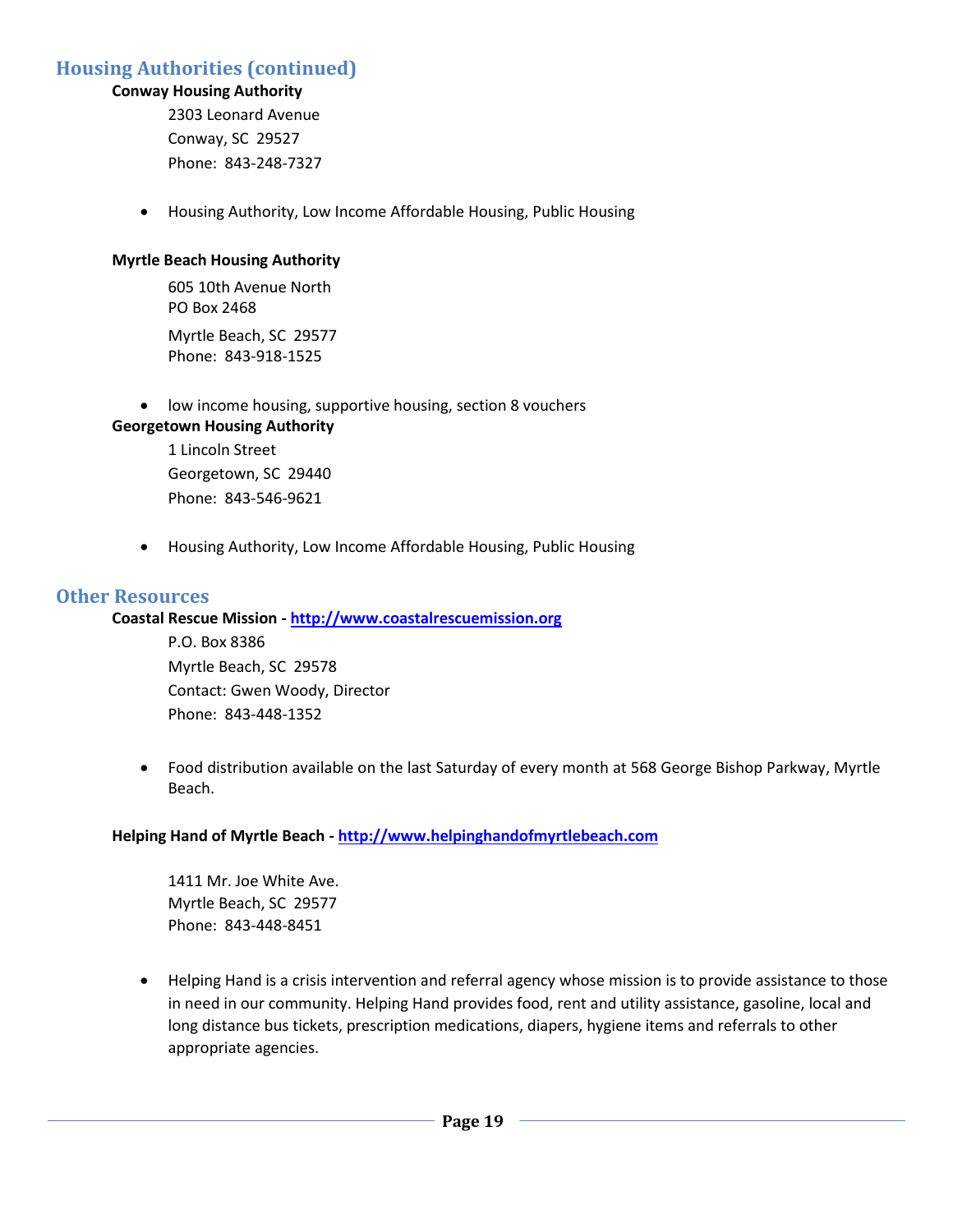## Housing Authorities (continued)

**Conway Housing Authority**

2303 Leonard Avenue
Conway, SC 29527
Phone: 843-248-7327

- Housing Authority, Low Income Affordable Housing, Public Housing

**Myrtle Beach Housing Authority**

605 10th Avenue North
PO Box 2468
Myrtle Beach, SC 29577
Phone: 843-918-1525

- low income housing, supportive housing, section 8 vouchers

**Georgetown Housing Authority**

1 Lincoln Street
Georgetown, SC 29440
Phone: 843-546-9621

- Housing Authority, Low Income Affordable Housing, Public Housing

## Other Resources

**Coastal Rescue Mission - http://www.coastalrescuemission.org**

P.O. Box 8386
Myrtle Beach, SC 29578
Contact: Gwen Woody, Director
Phone: 843-448-1352

- Food distribution available on the last Saturday of every month at 568 George Bishop Parkway, Myrtle Beach.

**Helping Hand of Myrtle Beach - http://www.helpinghandofmyrtlebeach.com**

1411 Mr. Joe White Ave.
Myrtle Beach, SC 29577
Phone: 843-448-8451

- Helping Hand is a crisis intervention and referral agency whose mission is to provide assistance to those in need in our community. Helping Hand provides food, rent and utility assistance, gasoline, local and long distance bus tickets, prescription medications, diapers, hygiene items and referrals to other appropriate agencies.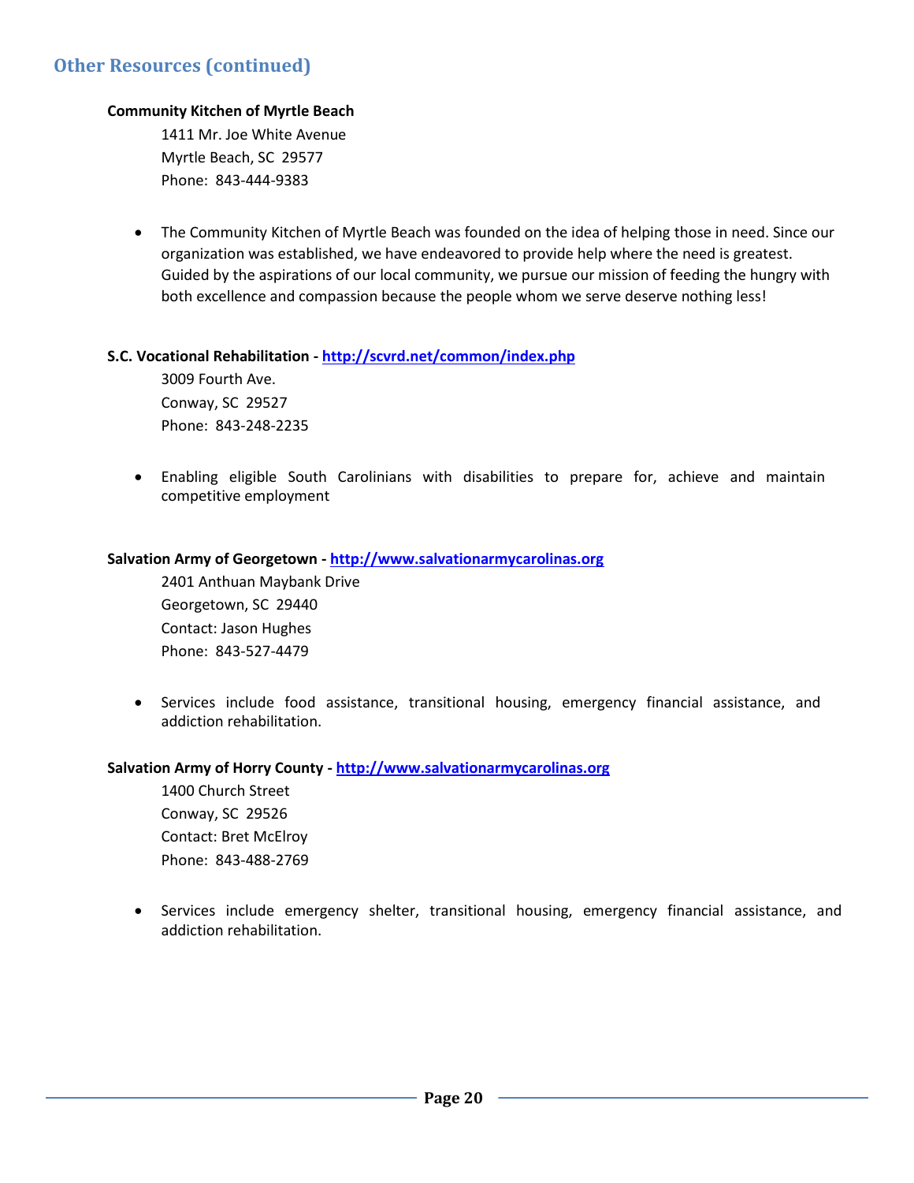## Other Resources (continued)

**Community Kitchen of Myrtle Beach**

1411 Mr. Joe White Avenue
Myrtle Beach, SC 29577
Phone: 843-444-9383

- The Community Kitchen of Myrtle Beach was founded on the idea of helping those in need. Since our organization was established, we have endeavored to provide help where the need is greatest. Guided by the aspirations of our local community, we pursue our mission of feeding the hungry with both excellence and compassion because the people whom we serve deserve nothing less!

**S.C. Vocational Rehabilitation - http://scvrd.net/common/index.php**

3009 Fourth Ave.
Conway, SC 29527
Phone: 843-248-2235

- Enabling eligible South Carolinians with disabilities to prepare for, achieve and maintain competitive employment

**Salvation Army of Georgetown - http://www.salvationarmycarolinas.org**

2401 Anthuan Maybank Drive
Georgetown, SC 29440
Contact: Jason Hughes
Phone: 843-527-4479

- Services include food assistance, transitional housing, emergency financial assistance, and addiction rehabilitation.

**Salvation Army of Horry County - http://www.salvationarmycarolinas.org**

1400 Church Street
Conway, SC 29526
Contact: Bret McElroy
Phone: 843-488-2769

- Services include emergency shelter, transitional housing, emergency financial assistance, and addiction rehabilitation.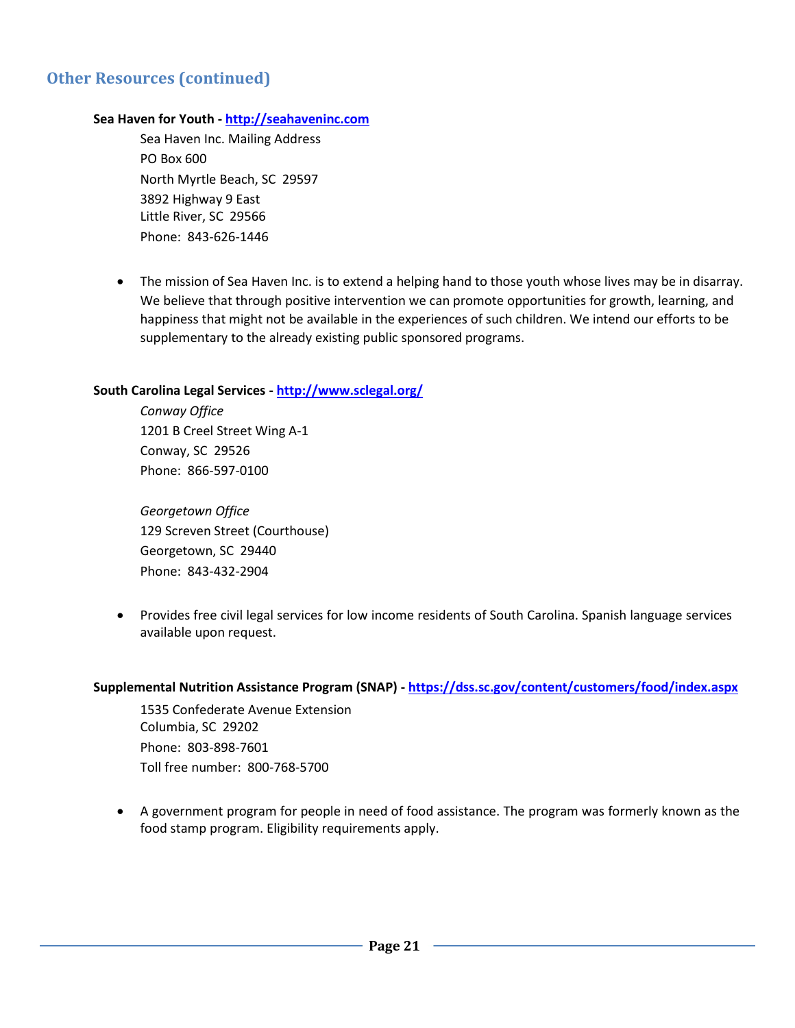## Other Resources (continued)

**Sea Haven for Youth - [http://seahaveninc.com](http://seahaveninc.com)**

Sea Haven Inc. Mailing Address
PO Box 600
North Myrtle Beach, SC 29597
3892 Highway 9 East
Little River, SC 29566
Phone: 843-626-1446

- The mission of Sea Haven Inc. is to extend a helping hand to those youth whose lives may be in disarray. We believe that through positive intervention we can promote opportunities for growth, learning, and happiness that might not be available in the experiences of such children. We intend our efforts to be supplementary to the already existing public sponsored programs.

**South Carolina Legal Services - [http://www.sclegal.org/](http://www.sclegal.org/)**

*Conway Office*
1201 B Creel Street Wing A-1
Conway, SC 29526
Phone: 866-597-0100

*Georgetown Office*
129 Screven Street (Courthouse)
Georgetown, SC 29440
Phone: 843-432-2904

- Provides free civil legal services for low income residents of South Carolina. Spanish language services available upon request.

**Supplemental Nutrition Assistance Program (SNAP) - [https://dss.sc.gov/content/customers/food/index.aspx](https://dss.sc.gov/content/customers/food/index.aspx)**

1535 Confederate Avenue Extension
Columbia, SC 29202
Phone: 803-898-7601
Toll free number: 800-768-5700

- A government program for people in need of food assistance. The program was formerly known as the food stamp program. Eligibility requirements apply.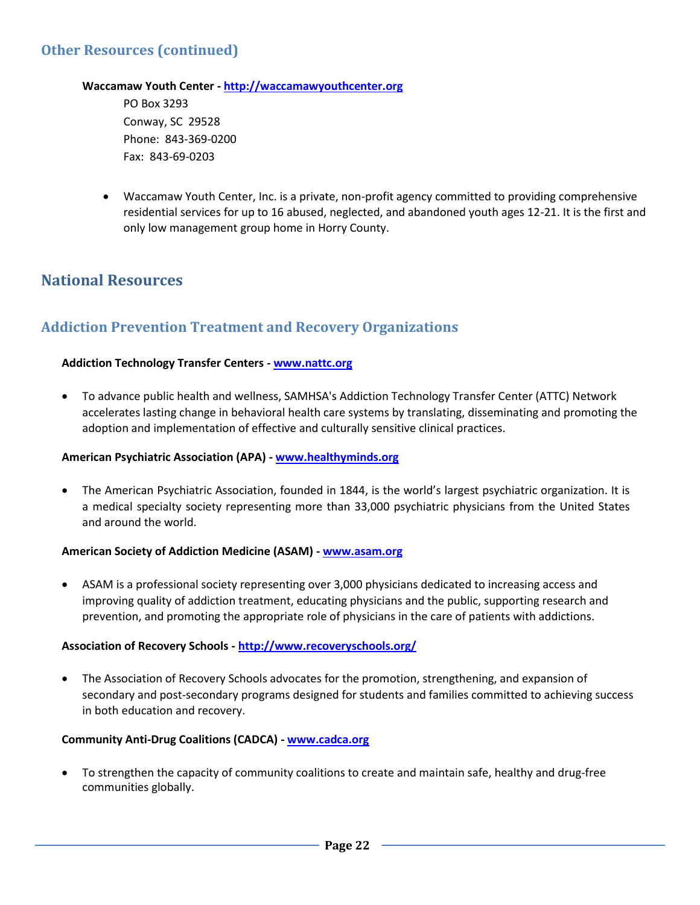## Other Resources (continued)

**Waccamaw Youth Center - http://waccamawyouthcenter.org**

PO Box 3293
Conway, SC 29528
Phone: 843-369-0200
Fax: 843-69-0203

- Waccamaw Youth Center, Inc. is a private, non-profit agency committed to providing comprehensive residential services for up to 16 abused, neglected, and abandoned youth ages 12-21. It is the first and only low management group home in Horry County.

## National Resources

## Addiction Prevention Treatment and Recovery Organizations

**Addiction Technology Transfer Centers - www.nattc.org**

- To advance public health and wellness, SAMHSA's Addiction Technology Transfer Center (ATTC) Network accelerates lasting change in behavioral health care systems by translating, disseminating and promoting the adoption and implementation of effective and culturally sensitive clinical practices.

**American Psychiatric Association (APA) - www.healthyminds.org**

- The American Psychiatric Association, founded in 1844, is the world's largest psychiatric organization. It is a medical specialty society representing more than 33,000 psychiatric physicians from the United States and around the world.

**American Society of Addiction Medicine (ASAM) - www.asam.org**

- ASAM is a professional society representing over 3,000 physicians dedicated to increasing access and improving quality of addiction treatment, educating physicians and the public, supporting research and prevention, and promoting the appropriate role of physicians in the care of patients with addictions.

**Association of Recovery Schools - http://www.recoveryschools.org/**

- The Association of Recovery Schools advocates for the promotion, strengthening, and expansion of secondary and post-secondary programs designed for students and families committed to achieving success in both education and recovery.

**Community Anti-Drug Coalitions (CADCA) - www.cadca.org**

- To strengthen the capacity of community coalitions to create and maintain safe, healthy and drug-free communities globally.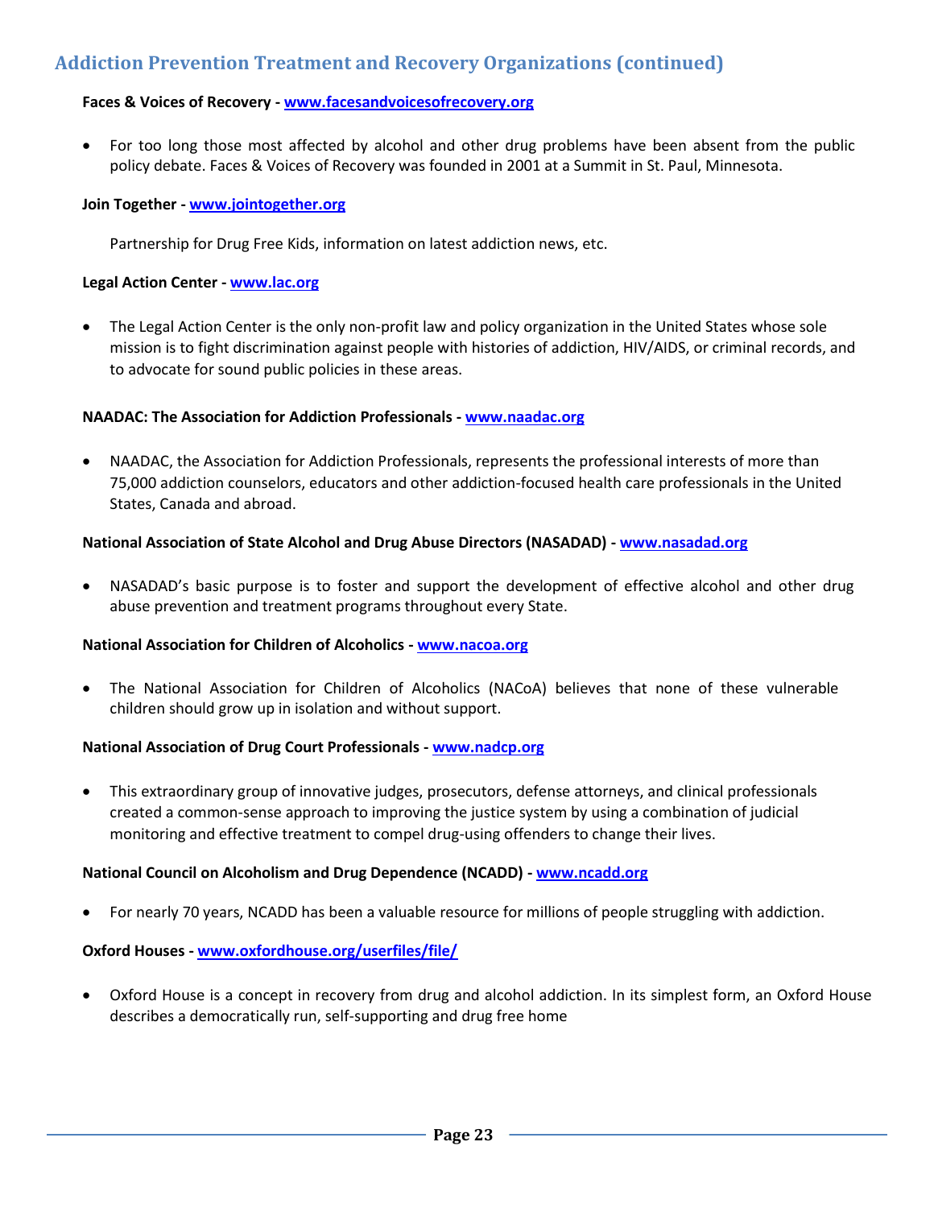## Addiction Prevention Treatment and Recovery Organizations (continued)

**Faces & Voices of Recovery - [www.facesandvoicesofrecovery.org](http://www.facesandvoicesofrecovery.org)**

- For too long those most affected by alcohol and other drug problems have been absent from the public policy debate. Faces & Voices of Recovery was founded in 2001 at a Summit in St. Paul, Minnesota.

**Join Together - [www.jointogether.org](http://www.jointogether.org)**

Partnership for Drug Free Kids, information on latest addiction news, etc.

**Legal Action Center - [www.lac.org](http://www.lac.org)**

- The Legal Action Center is the only non-profit law and policy organization in the United States whose sole mission is to fight discrimination against people with histories of addiction, HIV/AIDS, or criminal records, and to advocate for sound public policies in these areas.

**NAADAC: The Association for Addiction Professionals - [www.naadac.org](http://www.naadac.org)**

- NAADAC, the Association for Addiction Professionals, represents the professional interests of more than 75,000 addiction counselors, educators and other addiction-focused health care professionals in the United States, Canada and abroad.

**National Association of State Alcohol and Drug Abuse Directors (NASADAD) - [www.nasadad.org](http://www.nasadad.org)**

- NASADAD's basic purpose is to foster and support the development of effective alcohol and other drug abuse prevention and treatment programs throughout every State.

**National Association for Children of Alcoholics - [www.nacoa.org](http://www.nacoa.org)**

- The National Association for Children of Alcoholics (NACoA) believes that none of these vulnerable children should grow up in isolation and without support.

**National Association of Drug Court Professionals - [www.nadcp.org](http://www.nadcp.org)**

- This extraordinary group of innovative judges, prosecutors, defense attorneys, and clinical professionals created a common-sense approach to improving the justice system by using a combination of judicial monitoring and effective treatment to compel drug-using offenders to change their lives.

**National Council on Alcoholism and Drug Dependence (NCADD) - [www.ncadd.org](http://www.ncadd.org)**

- For nearly 70 years, NCADD has been a valuable resource for millions of people struggling with addiction.

**Oxford Houses - [www.oxfordhouse.org/userfiles/file/](http://www.oxfordhouse.org/userfiles/file/)**

- Oxford House is a concept in recovery from drug and alcohol addiction. In its simplest form, an Oxford House describes a democratically run, self-supporting and drug free home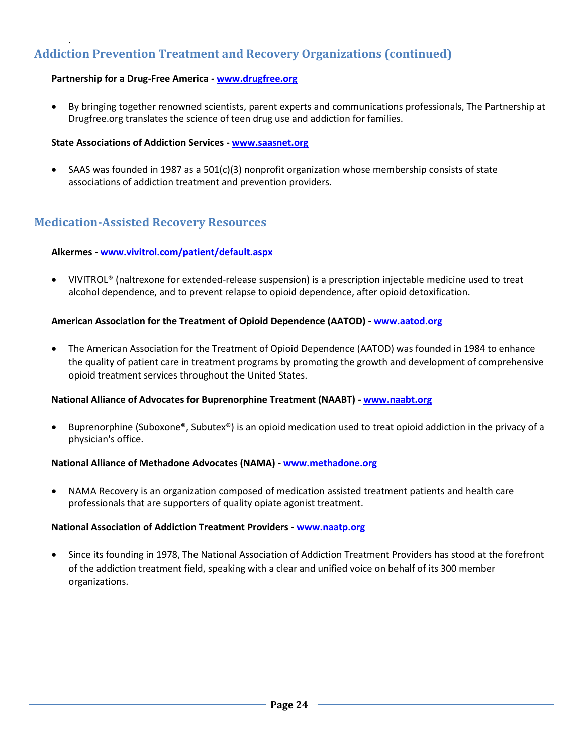## Addiction Prevention Treatment and Recovery Organizations (continued)

**Partnership for a Drug-Free America - www.drugfree.org**

- By bringing together renowned scientists, parent experts and communications professionals, The Partnership at Drugfree.org translates the science of teen drug use and addiction for families.

**State Associations of Addiction Services - www.saasnet.org**

- SAAS was founded in 1987 as a 501(c)(3) nonprofit organization whose membership consists of state associations of addiction treatment and prevention providers.

## Medication-Assisted Recovery Resources

**Alkermes - www.vivitrol.com/patient/default.aspx**

- VIVITROL® (naltrexone for extended-release suspension) is a prescription injectable medicine used to treat alcohol dependence, and to prevent relapse to opioid dependence, after opioid detoxification.

**American Association for the Treatment of Opioid Dependence (AATOD) - www.aatod.org**

- The American Association for the Treatment of Opioid Dependence (AATOD) was founded in 1984 to enhance the quality of patient care in treatment programs by promoting the growth and development of comprehensive opioid treatment services throughout the United States.

**National Alliance of Advocates for Buprenorphine Treatment (NAABT) - www.naabt.org**

- Buprenorphine (Suboxone®, Subutex®) is an opioid medication used to treat opioid addiction in the privacy of a physician's office.

**National Alliance of Methadone Advocates (NAMA) - www.methadone.org**

- NAMA Recovery is an organization composed of medication assisted treatment patients and health care professionals that are supporters of quality opiate agonist treatment.

**National Association of Addiction Treatment Providers - www.naatp.org**

- Since its founding in 1978, The National Association of Addiction Treatment Providers has stood at the forefront of the addiction treatment field, speaking with a clear and unified voice on behalf of its 300 member organizations.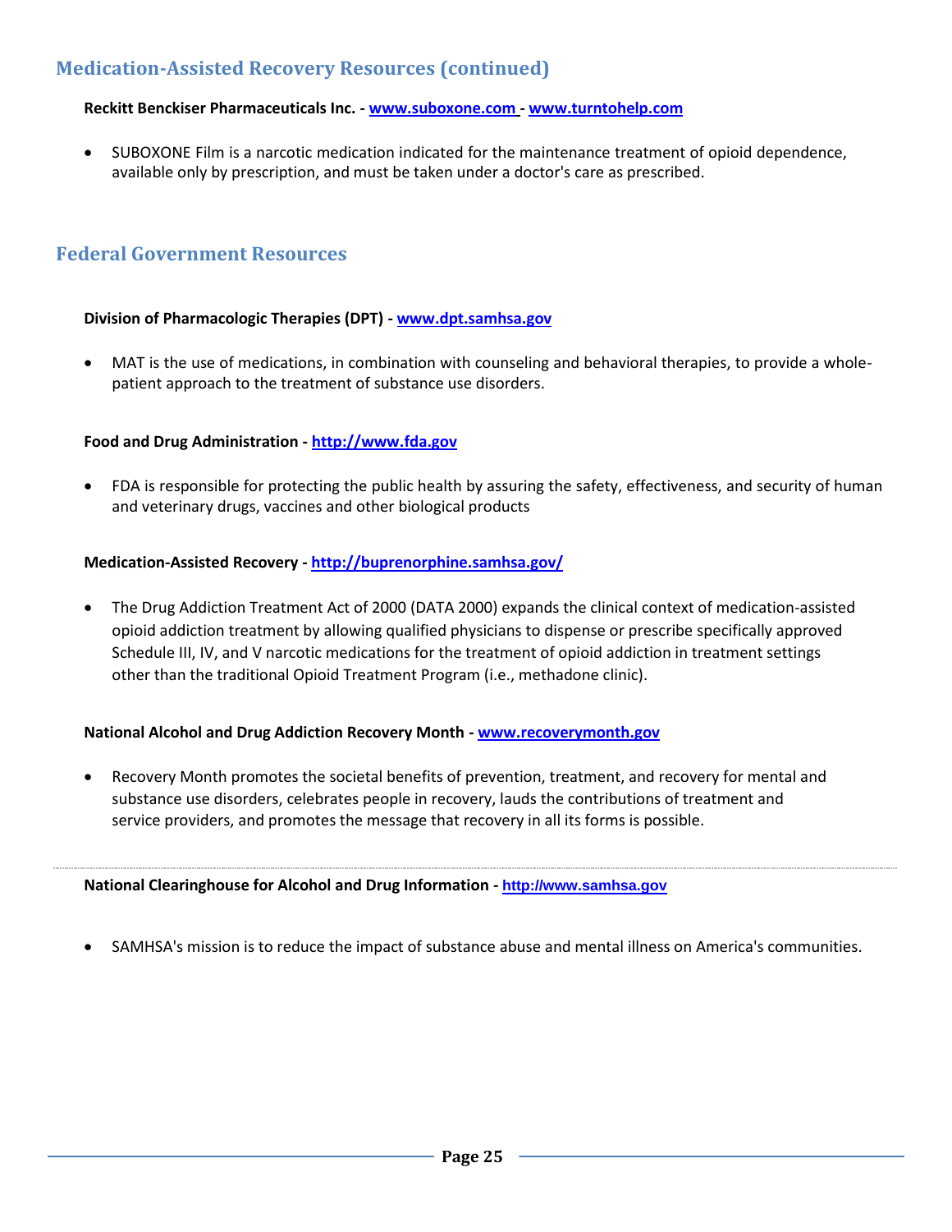## Medication-Assisted Recovery Resources (continued)

**Reckitt Benckiser Pharmaceuticals Inc. - www.suboxone.com - www.turntohelp.com**

- SUBOXONE Film is a narcotic medication indicated for the maintenance treatment of opioid dependence, available only by prescription, and must be taken under a doctor's care as prescribed.

## Federal Government Resources

**Division of Pharmacologic Therapies (DPT) - www.dpt.samhsa.gov**

- MAT is the use of medications, in combination with counseling and behavioral therapies, to provide a whole-patient approach to the treatment of substance use disorders.

**Food and Drug Administration - http://www.fda.gov**

- FDA is responsible for protecting the public health by assuring the safety, effectiveness, and security of human and veterinary drugs, vaccines and other biological products

**Medication-Assisted Recovery - http://buprenorphine.samhsa.gov/**

- The Drug Addiction Treatment Act of 2000 (DATA 2000) expands the clinical context of medication-assisted opioid addiction treatment by allowing qualified physicians to dispense or prescribe specifically approved Schedule III, IV, and V narcotic medications for the treatment of opioid addiction in treatment settings other than the traditional Opioid Treatment Program (i.e., methadone clinic).

**National Alcohol and Drug Addiction Recovery Month - www.recoverymonth.gov**

- Recovery Month promotes the societal benefits of prevention, treatment, and recovery for mental and substance use disorders, celebrates people in recovery, lauds the contributions of treatment and service providers, and promotes the message that recovery in all its forms is possible.

---

**National Clearinghouse for Alcohol and Drug Information - http://www.samhsa.gov**

- SAMHSA's mission is to reduce the impact of substance abuse and mental illness on America's communities.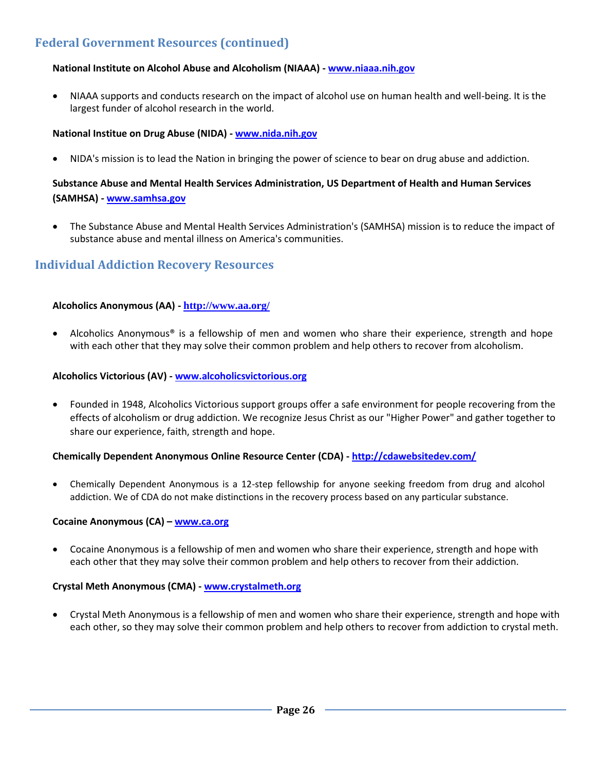## Federal Government Resources (continued)

**National Institute on Alcohol Abuse and Alcoholism (NIAAA) - www.niaaa.nih.gov**

- NIAAA supports and conducts research on the impact of alcohol use on human health and well-being. It is the largest funder of alcohol research in the world.

**National Institue on Drug Abuse (NIDA) - www.nida.nih.gov**

- NIDA's mission is to lead the Nation in bringing the power of science to bear on drug abuse and addiction.

**Substance Abuse and Mental Health Services Administration, US Department of Health and Human Services (SAMHSA) - www.samhsa.gov**

- The Substance Abuse and Mental Health Services Administration's (SAMHSA) mission is to reduce the impact of substance abuse and mental illness on America's communities.

## Individual Addiction Recovery Resources

**Alcoholics Anonymous (AA) - http://www.aa.org/**

- Alcoholics Anonymous® is a fellowship of men and women who share their experience, strength and hope with each other that they may solve their common problem and help others to recover from alcoholism.

**Alcoholics Victorious (AV) - www.alcoholicsvictorious.org**

- Founded in 1948, Alcoholics Victorious support groups offer a safe environment for people recovering from the effects of alcoholism or drug addiction. We recognize Jesus Christ as our "Higher Power" and gather together to share our experience, faith, strength and hope.

**Chemically Dependent Anonymous Online Resource Center (CDA) - http://cdawebsitedev.com/**

- Chemically Dependent Anonymous is a 12-step fellowship for anyone seeking freedom from drug and alcohol addiction. We of CDA do not make distinctions in the recovery process based on any particular substance.

**Cocaine Anonymous (CA) – www.ca.org**

- Cocaine Anonymous is a fellowship of men and women who share their experience, strength and hope with each other that they may solve their common problem and help others to recover from their addiction.

**Crystal Meth Anonymous (CMA) - www.crystalmeth.org**

- Crystal Meth Anonymous is a fellowship of men and women who share their experience, strength and hope with each other, so they may solve their common problem and help others to recover from addiction to crystal meth.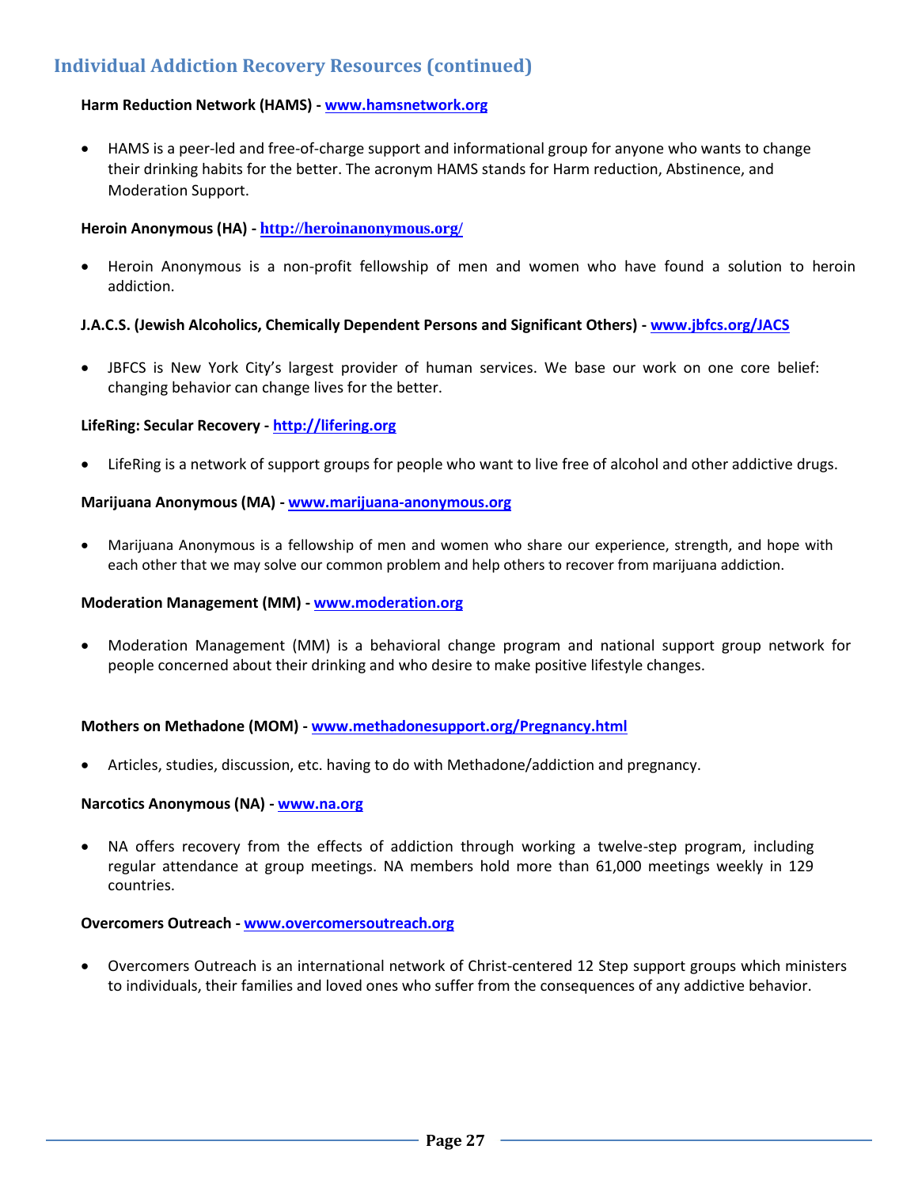## Individual Addiction Recovery Resources (continued)

**Harm Reduction Network (HAMS) - www.hamsnetwork.org**

- HAMS is a peer-led and free-of-charge support and informational group for anyone who wants to change their drinking habits for the better. The acronym HAMS stands for Harm reduction, Abstinence, and Moderation Support.

**Heroin Anonymous (HA) - http://heroinanonymous.org/**

- Heroin Anonymous is a non-profit fellowship of men and women who have found a solution to heroin addiction.

**J.A.C.S. (Jewish Alcoholics, Chemically Dependent Persons and Significant Others) - www.jbfcs.org/JACS**

- JBFCS is New York City's largest provider of human services. We base our work on one core belief: changing behavior can change lives for the better.

**LifeRing: Secular Recovery - http://lifering.org**

- LifeRing is a network of support groups for people who want to live free of alcohol and other addictive drugs.

**Marijuana Anonymous (MA) - www.marijuana-anonymous.org**

- Marijuana Anonymous is a fellowship of men and women who share our experience, strength, and hope with each other that we may solve our common problem and help others to recover from marijuana addiction.

**Moderation Management (MM) - www.moderation.org**

- Moderation Management (MM) is a behavioral change program and national support group network for people concerned about their drinking and who desire to make positive lifestyle changes.

**Mothers on Methadone (MOM) - www.methadonesupport.org/Pregnancy.html**

- Articles, studies, discussion, etc. having to do with Methadone/addiction and pregnancy.

**Narcotics Anonymous (NA) - www.na.org**

- NA offers recovery from the effects of addiction through working a twelve-step program, including regular attendance at group meetings. NA members hold more than 61,000 meetings weekly in 129 countries.

**Overcomers Outreach - www.overcomersoutreach.org**

- Overcomers Outreach is an international network of Christ-centered 12 Step support groups which ministers to individuals, their families and loved ones who suffer from the consequences of any addictive behavior.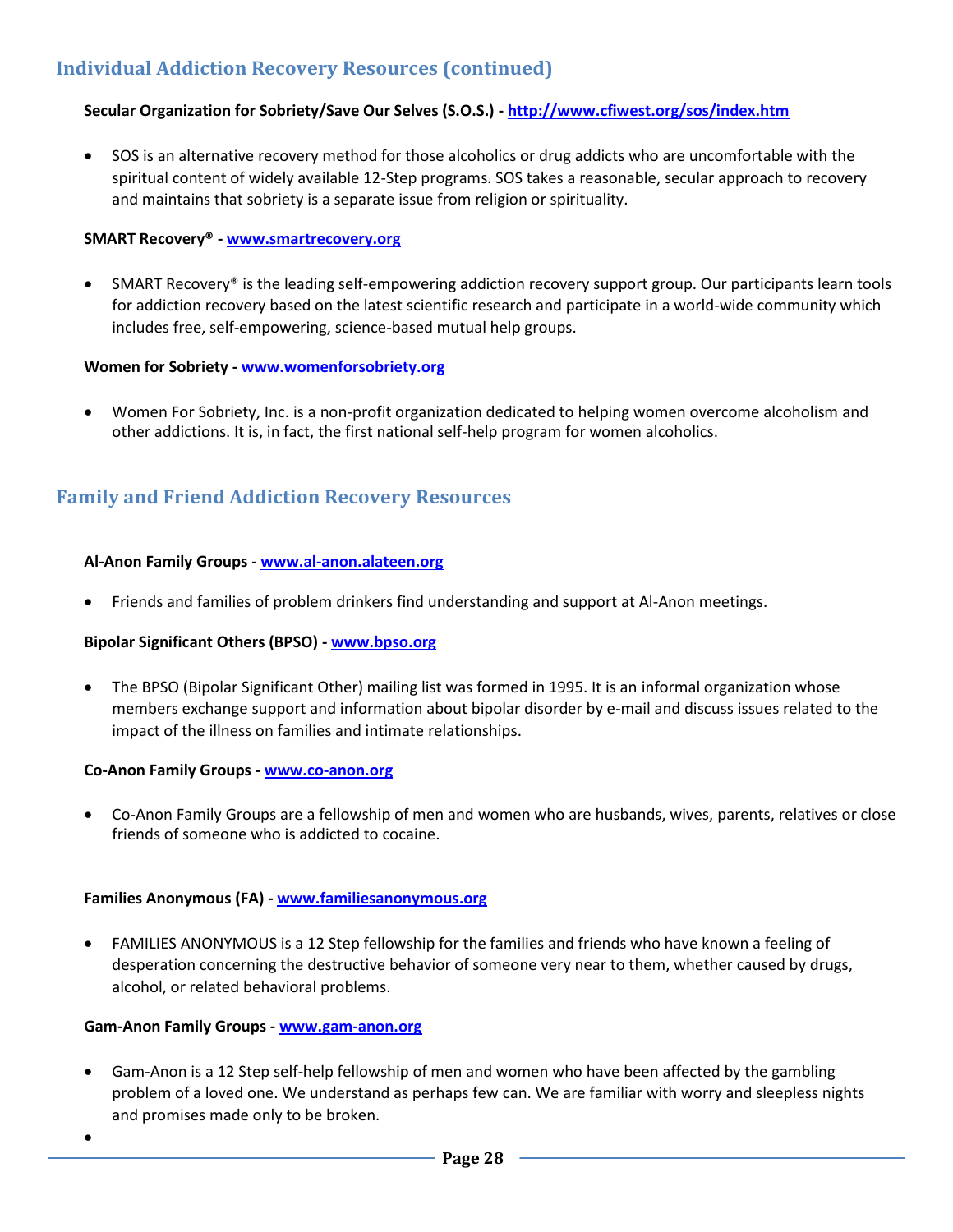## Individual Addiction Recovery Resources (continued)

**Secular Organization for Sobriety/Save Our Selves (S.O.S.) - http://www.cfiwest.org/sos/index.htm**

- SOS is an alternative recovery method for those alcoholics or drug addicts who are uncomfortable with the spiritual content of widely available 12-Step programs. SOS takes a reasonable, secular approach to recovery and maintains that sobriety is a separate issue from religion or spirituality.

**SMART Recovery® - www.smartrecovery.org**

- SMART Recovery® is the leading self-empowering addiction recovery support group. Our participants learn tools for addiction recovery based on the latest scientific research and participate in a world-wide community which includes free, self-empowering, science-based mutual help groups.

**Women for Sobriety - www.womenforsobriety.org**

- Women For Sobriety, Inc. is a non-profit organization dedicated to helping women overcome alcoholism and other addictions. It is, in fact, the first national self-help program for women alcoholics.

## Family and Friend Addiction Recovery Resources

**Al-Anon Family Groups - www.al-anon.alateen.org**

- Friends and families of problem drinkers find understanding and support at Al-Anon meetings.

**Bipolar Significant Others (BPSO) - www.bpso.org**

- The BPSO (Bipolar Significant Other) mailing list was formed in 1995. It is an informal organization whose members exchange support and information about bipolar disorder by e-mail and discuss issues related to the impact of the illness on families and intimate relationships.

**Co-Anon Family Groups - www.co-anon.org**

- Co-Anon Family Groups are a fellowship of men and women who are husbands, wives, parents, relatives or close friends of someone who is addicted to cocaine.

**Families Anonymous (FA) - www.familiesanonymous.org**

- FAMILIES ANONYMOUS is a 12 Step fellowship for the families and friends who have known a feeling of desperation concerning the destructive behavior of someone very near to them, whether caused by drugs, alcohol, or related behavioral problems.

**Gam-Anon Family Groups - www.gam-anon.org**

- Gam-Anon is a 12 Step self-help fellowship of men and women who have been affected by the gambling problem of a loved one. We understand as perhaps few can. We are familiar with worry and sleepless nights and promises made only to be broken.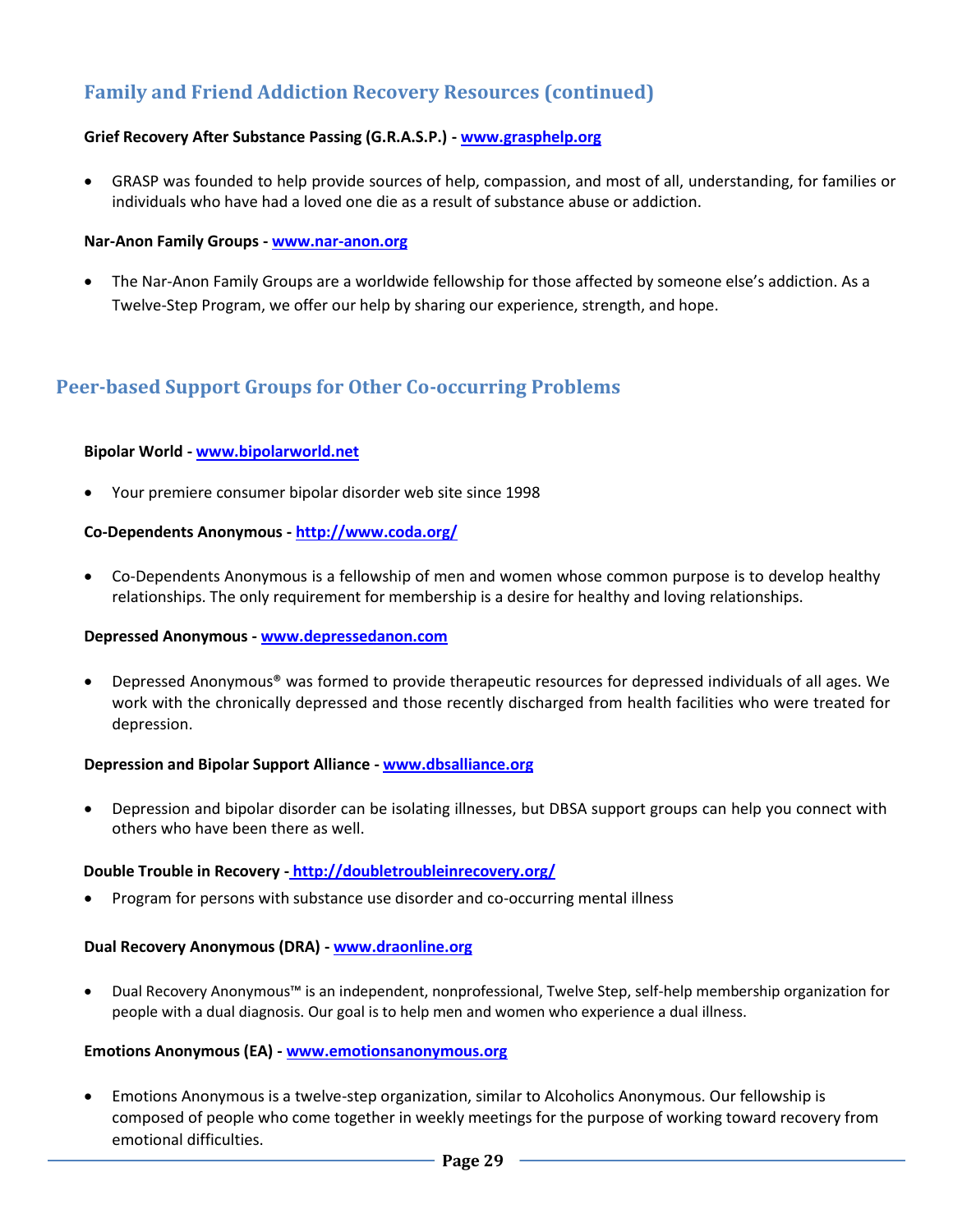## Family and Friend Addiction Recovery Resources (continued)

**Grief Recovery After Substance Passing (G.R.A.S.P.) - www.grasphelp.org**

- GRASP was founded to help provide sources of help, compassion, and most of all, understanding, for families or individuals who have had a loved one die as a result of substance abuse or addiction.

**Nar-Anon Family Groups - www.nar-anon.org**

- The Nar-Anon Family Groups are a worldwide fellowship for those affected by someone else's addiction. As a Twelve-Step Program, we offer our help by sharing our experience, strength, and hope.

## Peer-based Support Groups for Other Co-occurring Problems

**Bipolar World - www.bipolarworld.net**

- Your premiere consumer bipolar disorder web site since 1998

**Co-Dependents Anonymous - http://www.coda.org/**

- Co-Dependents Anonymous is a fellowship of men and women whose common purpose is to develop healthy relationships. The only requirement for membership is a desire for healthy and loving relationships.

**Depressed Anonymous - www.depressedanon.com**

- Depressed Anonymous® was formed to provide therapeutic resources for depressed individuals of all ages. We work with the chronically depressed and those recently discharged from health facilities who were treated for depression.

**Depression and Bipolar Support Alliance - www.dbsalliance.org**

- Depression and bipolar disorder can be isolating illnesses, but DBSA support groups can help you connect with others who have been there as well.

**Double Trouble in Recovery - http://doubletroubleinrecovery.org/**

- Program for persons with substance use disorder and co-occurring mental illness

**Dual Recovery Anonymous (DRA) - www.draonline.org**

- Dual Recovery Anonymous™ is an independent, nonprofessional, Twelve Step, self-help membership organization for people with a dual diagnosis. Our goal is to help men and women who experience a dual illness.

**Emotions Anonymous (EA) - www.emotionsanonymous.org**

- Emotions Anonymous is a twelve-step organization, similar to Alcoholics Anonymous. Our fellowship is composed of people who come together in weekly meetings for the purpose of working toward recovery from emotional difficulties.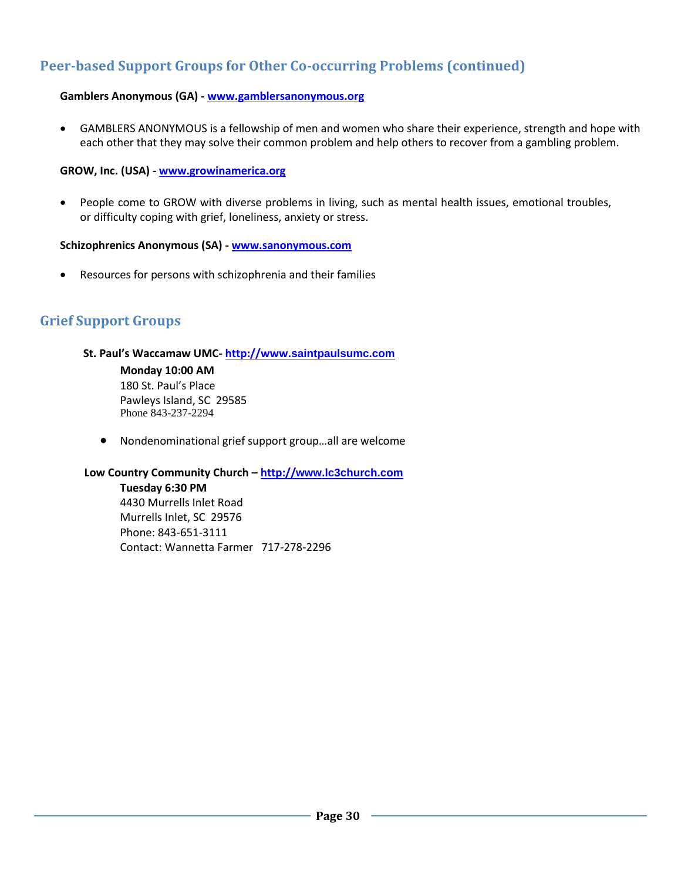## Peer-based Support Groups for Other Co-occurring Problems (continued)

**Gamblers Anonymous (GA) - www.gamblersanonymous.org**

- GAMBLERS ANONYMOUS is a fellowship of men and women who share their experience, strength and hope with each other that they may solve their common problem and help others to recover from a gambling problem.

**GROW, Inc. (USA) - www.growinamerica.org**

- People come to GROW with diverse problems in living, such as mental health issues, emotional troubles, or difficulty coping with grief, loneliness, anxiety or stress.

**Schizophrenics Anonymous (SA) - www.sanonymous.com**

- Resources for persons with schizophrenia and their families

## Grief Support Groups

**St. Paul's Waccamaw UMC- http://www.saintpaulsumc.com**

**Monday 10:00 AM**
180 St. Paul's Place
Pawleys Island, SC 29585
Phone 843-237-2294

- Nondenominational grief support group…all are welcome

**Low Country Community Church – http://www.lc3church.com**

**Tuesday 6:30 PM**
4430 Murrells Inlet Road
Murrells Inlet, SC 29576
Phone: 843-651-3111
Contact: Wannetta Farmer 717-278-2296